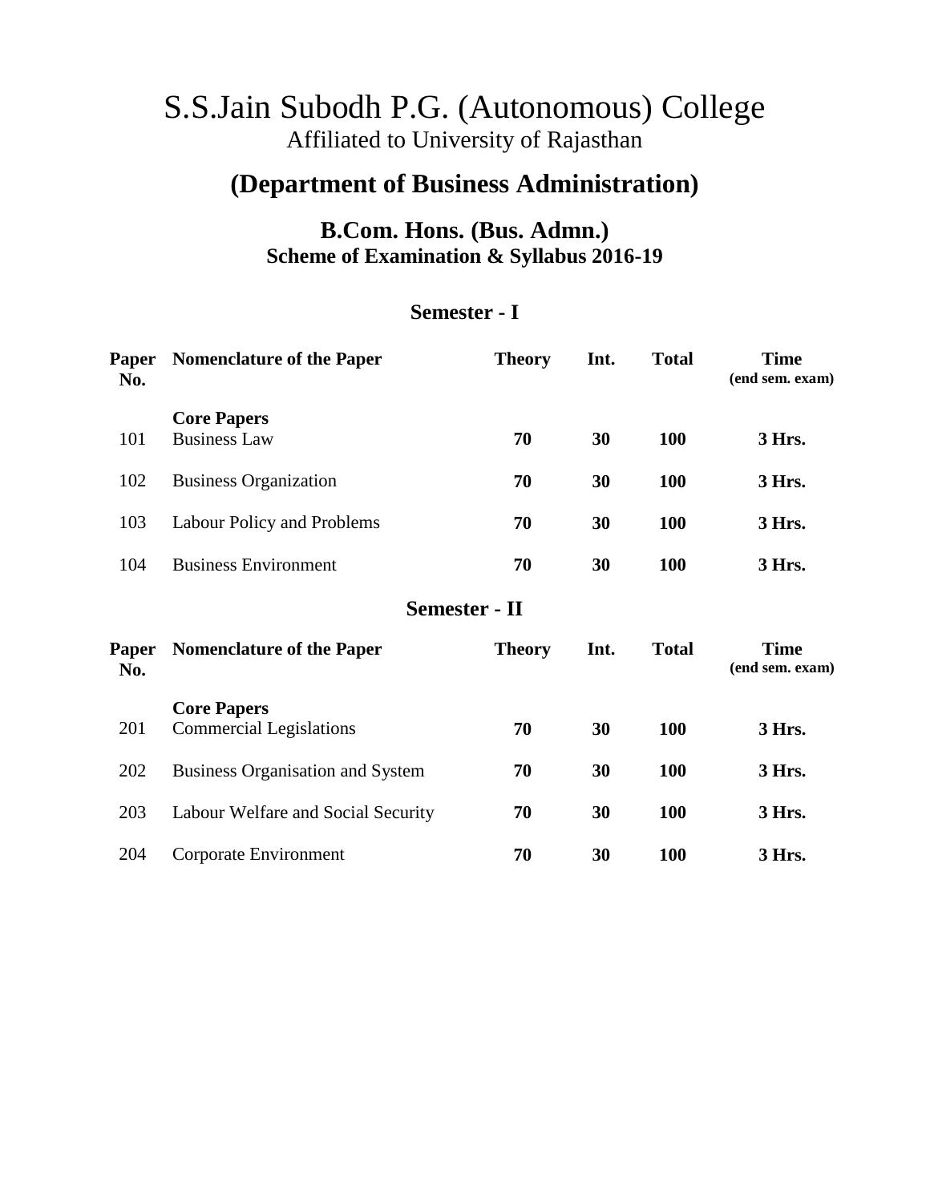# S.S.Jain Subodh P.G. (Autonomous) College

Affiliated to University of Rajasthan

## (Department of Business Administration)

### B.Com. Hons. (Bus. Admn.)

**Scheme of Examination & Syllabus 2016-19**

### Semester - I

| Paper No. | Nomenclature of the Paper | Theory | Int. | Total | Time (end sem. exam) |
|---|---|---|---|---|---|
| | **Core Papers** | | | | |
| 101 | Business Law | **70** | **30** | **100** | **3 Hrs.** |
| 102 | Business Organization | **70** | **30** | **100** | **3 Hrs.** |
| 103 | Labour Policy and Problems | **70** | **30** | **100** | **3 Hrs.** |
| 104 | Business Environment | **70** | **30** | **100** | **3 Hrs.** |

### Semester - II

| Paper No. | Nomenclature of the Paper | Theory | Int. | Total | Time (end sem. exam) |
|---|---|---|---|---|---|
| | **Core Papers** | | | | |
| 201 | Commercial Legislations | **70** | **30** | **100** | **3 Hrs.** |
| 202 | Business Organisation and System | **70** | **30** | **100** | **3 Hrs.** |
| 203 | Labour Welfare and Social Security | **70** | **30** | **100** | **3 Hrs.** |
| 204 | Corporate Environment | **70** | **30** | **100** | **3 Hrs.** |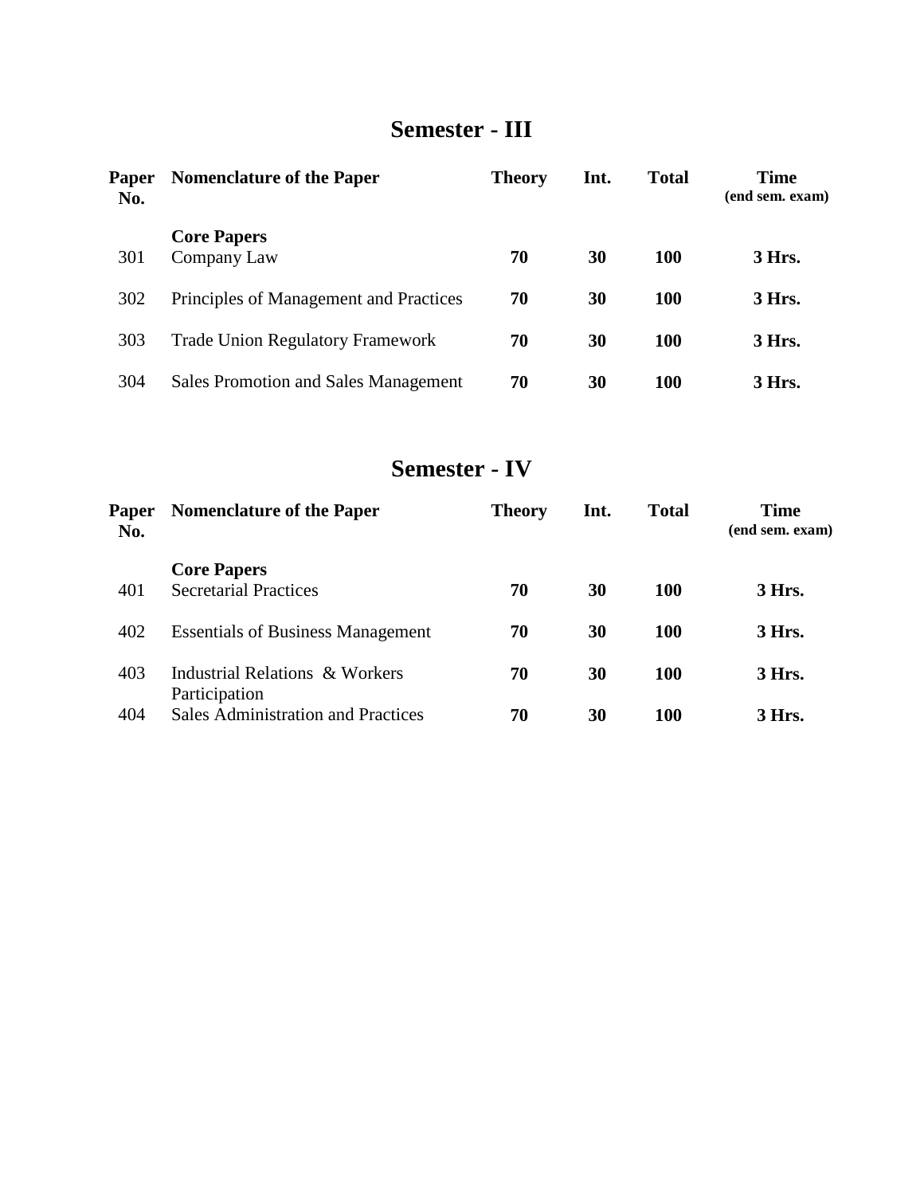# Semester - III

| Paper No. | Nomenclature of the Paper | Theory | Int. | Total | Time (end sem. exam) |
|---|---|---|---|---|---|
| | **Core Papers** | | | | |
| 301 | Company Law | **70** | **30** | **100** | **3 Hrs.** |
| 302 | Principles of Management and Practices | **70** | **30** | **100** | **3 Hrs.** |
| 303 | Trade Union Regulatory Framework | **70** | **30** | **100** | **3 Hrs.** |
| 304 | Sales Promotion and Sales Management | **70** | **30** | **100** | **3 Hrs.** |

# Semester - IV

| Paper No. | Nomenclature of the Paper | Theory | Int. | Total | Time (end sem. exam) |
|---|---|---|---|---|---|
| | **Core Papers** | | | | |
| 401 | Secretarial Practices | **70** | **30** | **100** | **3 Hrs.** |
| 402 | Essentials of Business Management | **70** | **30** | **100** | **3 Hrs.** |
| 403 | Industrial Relations & Workers Participation | **70** | **30** | **100** | **3 Hrs.** |
| 404 | Sales Administration and Practices | **70** | **30** | **100** | **3 Hrs.** |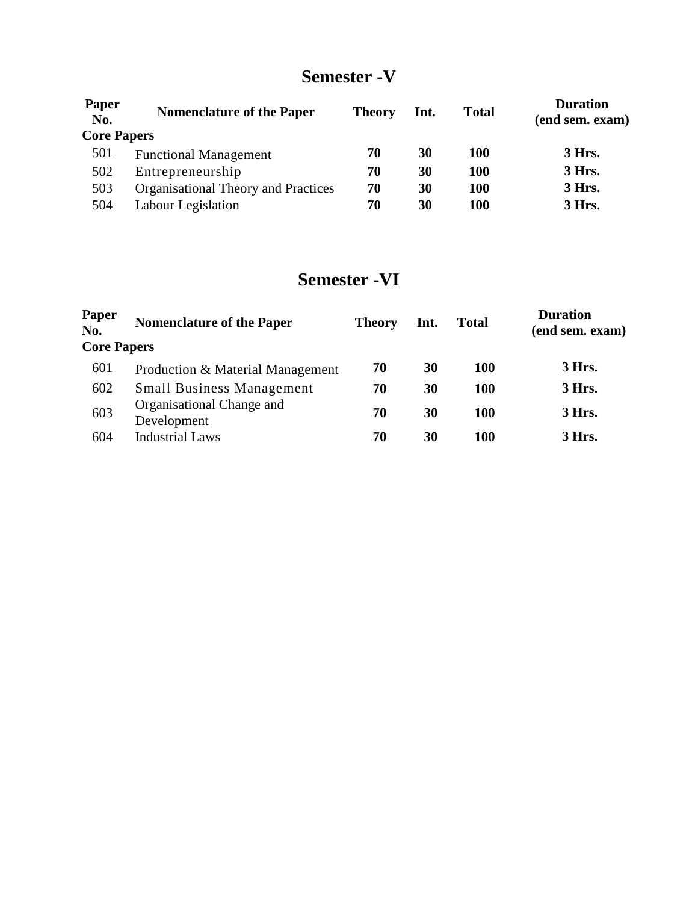## Semester -V

| Paper No. | Nomenclature of the Paper | Theory | Int. | Total | Duration (end sem. exam) |
|---|---|---|---|---|---|
| **Core Papers** | | | | | |
| 501 | Functional Management | **70** | **30** | **100** | **3 Hrs.** |
| 502 | Entrepreneurship | **70** | **30** | **100** | **3 Hrs.** |
| 503 | Organisational Theory and Practices | **70** | **30** | **100** | **3 Hrs.** |
| 504 | Labour Legislation | **70** | **30** | **100** | **3 Hrs.** |

## Semester -VI

| Paper No. | Nomenclature of the Paper | Theory | Int. | Total | Duration (end sem. exam) |
|---|---|---|---|---|---|
| **Core Papers** | | | | | |
| 601 | Production & Material Management | **70** | **30** | **100** | **3 Hrs.** |
| 602 | Small Business Management | **70** | **30** | **100** | **3 Hrs.** |
| 603 | Organisational Change and Development | **70** | **30** | **100** | **3 Hrs.** |
| 604 | Industrial Laws | **70** | **30** | **100** | **3 Hrs.** |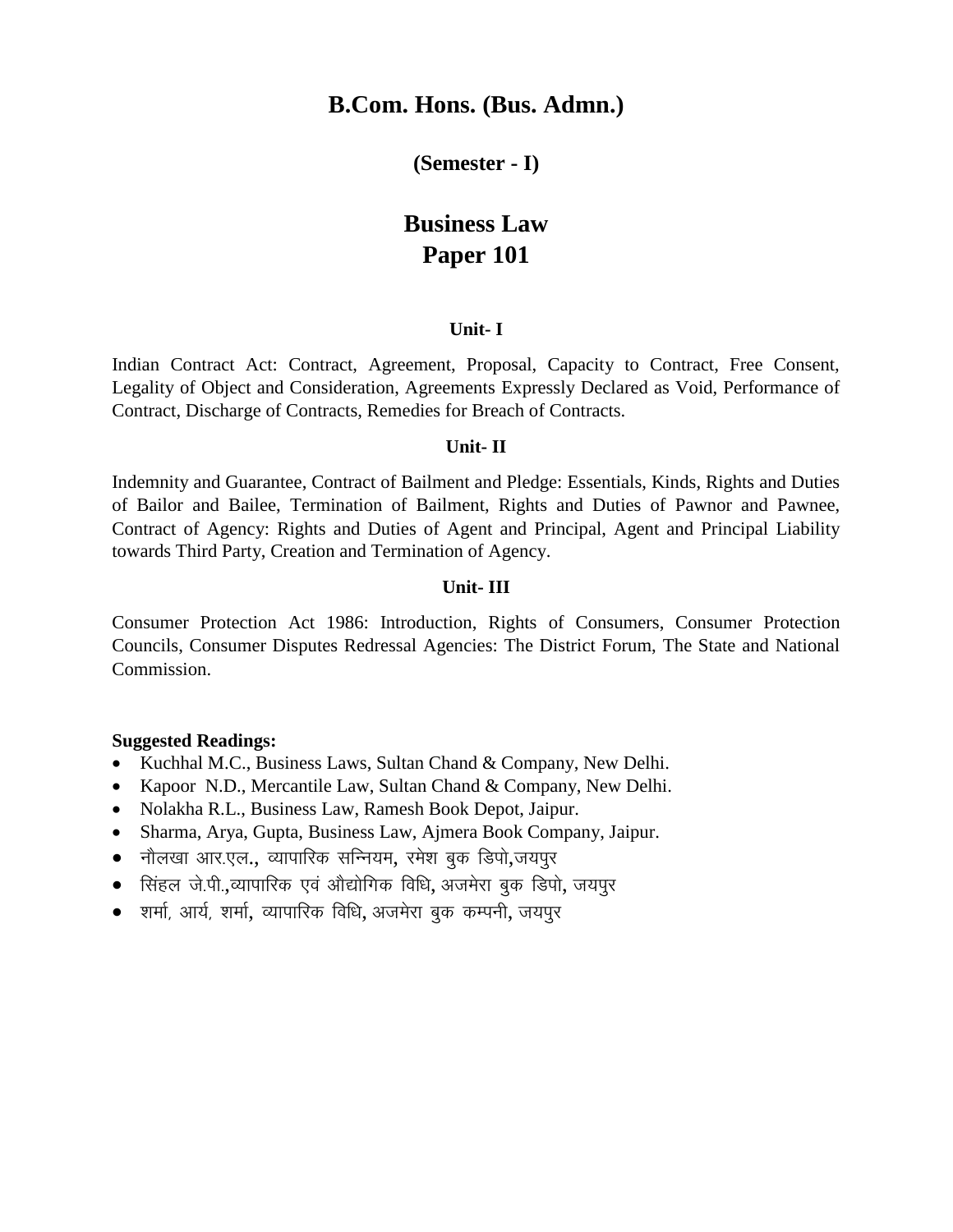# B.Com. Hons. (Bus. Admn.)

## (Semester - I)

# Business Law
# Paper 101

### Unit- I

Indian Contract Act: Contract, Agreement, Proposal, Capacity to Contract, Free Consent, Legality of Object and Consideration, Agreements Expressly Declared as Void, Performance of Contract, Discharge of Contracts, Remedies for Breach of Contracts.

### Unit- II

Indemnity and Guarantee, Contract of Bailment and Pledge: Essentials, Kinds, Rights and Duties of Bailor and Bailee, Termination of Bailment, Rights and Duties of Pawnor and Pawnee, Contract of Agency: Rights and Duties of Agent and Principal, Agent and Principal Liability towards Third Party, Creation and Termination of Agency.

### Unit- III

Consumer Protection Act 1986: Introduction, Rights of Consumers, Consumer Protection Councils, Consumer Disputes Redressal Agencies: The District Forum, The State and National Commission.

**Suggested Readings:**

- Kuchhal M.C., Business Laws, Sultan Chand & Company, New Delhi.
- Kapoor N.D., Mercantile Law, Sultan Chand & Company, New Delhi.
- Nolakha R.L., Business Law, Ramesh Book Depot, Jaipur.
- Sharma, Arya, Gupta, Business Law, Ajmera Book Company, Jaipur.
- नौलखा आर.एल., व्यापारिक सन्नियम, रमेश बुक डिपो,जयपुर
- सिंहल जे.पी.,व्यापारिक एवं औद्योगिक विधि, अजमेरा बुक डिपो, जयपुर
- शर्मा, आर्य, शर्मा, व्यापारिक विधि, अजमेरा बुक कम्पनी, जयपुर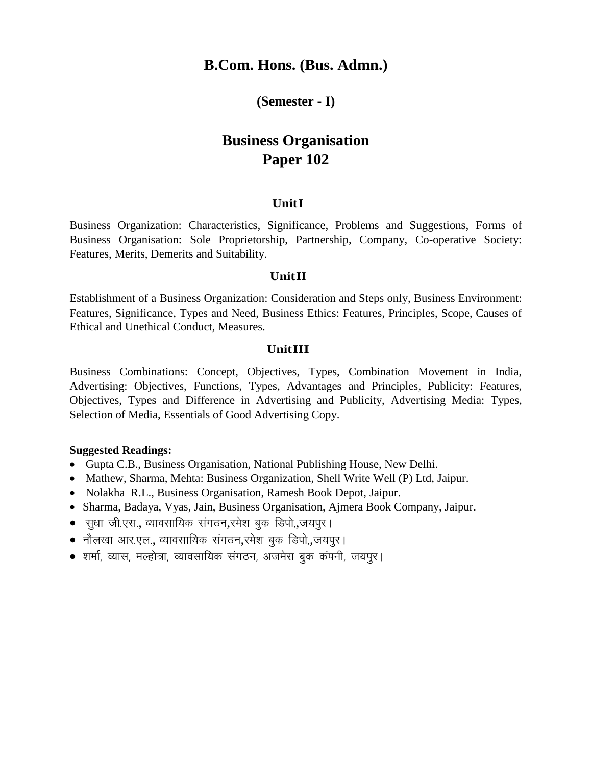# B.Com. Hons. (Bus. Admn.)

## (Semester - I)

# Business Organisation
# Paper 102

### Unit I

Business Organization: Characteristics, Significance, Problems and Suggestions, Forms of Business Organisation: Sole Proprietorship, Partnership, Company, Co-operative Society: Features, Merits, Demerits and Suitability.

### Unit II

Establishment of a Business Organization: Consideration and Steps only, Business Environment: Features, Significance, Types and Need, Business Ethics: Features, Principles, Scope, Causes of Ethical and Unethical Conduct, Measures.

### Unit III

Business Combinations: Concept, Objectives, Types, Combination Movement in India, Advertising: Objectives, Functions, Types, Advantages and Principles, Publicity: Features, Objectives, Types and Difference in Advertising and Publicity, Advertising Media: Types, Selection of Media, Essentials of Good Advertising Copy.

**Suggested Readings:**

- Gupta C.B., Business Organisation, National Publishing House, New Delhi.
- Mathew, Sharma, Mehta: Business Organization, Shell Write Well (P) Ltd, Jaipur.
- Nolakha R.L., Business Organisation, Ramesh Book Depot, Jaipur.
- Sharma, Badaya, Vyas, Jain, Business Organisation, Ajmera Book Company, Jaipur.
- सुधा जी.एस., व्यावसायिक संगठन,रमेश बुक डिपो,,जयपुर।
- नौलखा आर.एल., व्यावसायिक संगठन,रमेश बुक डिपो,,जयपुर।
- शर्मा, व्यास, मल्होत्रा, व्यावसायिक संगठन, अजमेरा बुक कंपनी, जयपुर।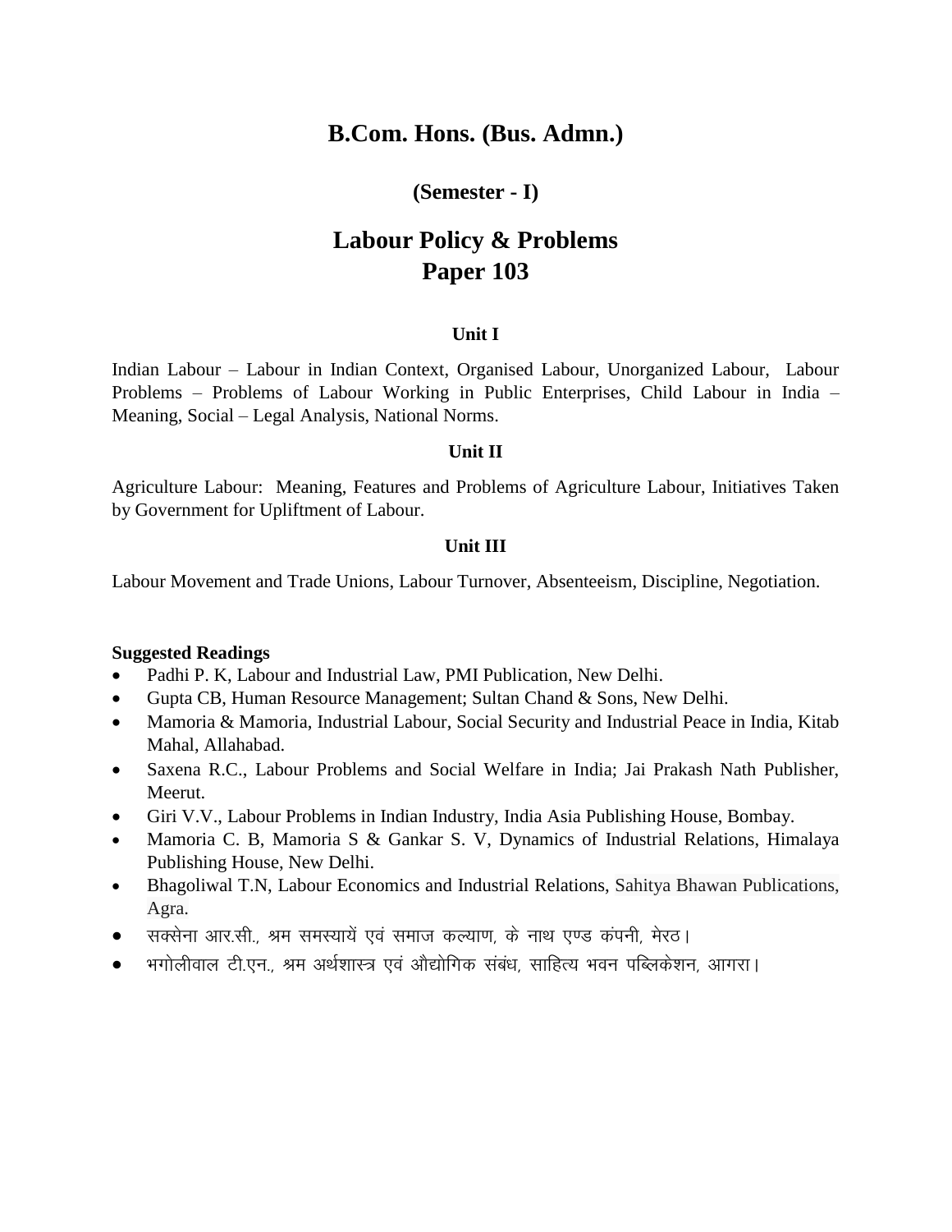# B.Com. Hons. (Bus. Admn.)

## (Semester - I)

# Labour Policy & Problems
# Paper 103

### Unit I

Indian Labour – Labour in Indian Context, Organised Labour, Unorganized Labour, Labour Problems – Problems of Labour Working in Public Enterprises, Child Labour in India – Meaning, Social – Legal Analysis, National Norms.

### Unit II

Agriculture Labour: Meaning, Features and Problems of Agriculture Labour, Initiatives Taken by Government for Upliftment of Labour.

### Unit III

Labour Movement and Trade Unions, Labour Turnover, Absenteeism, Discipline, Negotiation.

**Suggested Readings**

- Padhi P. K, Labour and Industrial Law, PMI Publication, New Delhi.
- Gupta CB, Human Resource Management; Sultan Chand & Sons, New Delhi.
- Mamoria & Mamoria, Industrial Labour, Social Security and Industrial Peace in India, Kitab Mahal, Allahabad.
- Saxena R.C., Labour Problems and Social Welfare in India; Jai Prakash Nath Publisher, Meerut.
- Giri V.V., Labour Problems in Indian Industry, India Asia Publishing House, Bombay.
- Mamoria C. B, Mamoria S & Gankar S. V, Dynamics of Industrial Relations, Himalaya Publishing House, New Delhi.
- Bhagoliwal T.N, Labour Economics and Industrial Relations, Sahitya Bhawan Publications, Agra.
- सक्सेना आर.सी., श्रम समस्यायें एवं समाज कल्याण, के नाथ एण्ड कंपनी, मेरठ।
- भगोलीवाल टी.एन., श्रम अर्थशास्त्र एवं औद्योगिक संबंध, साहित्य भवन पब्लिकेशन, आगरा।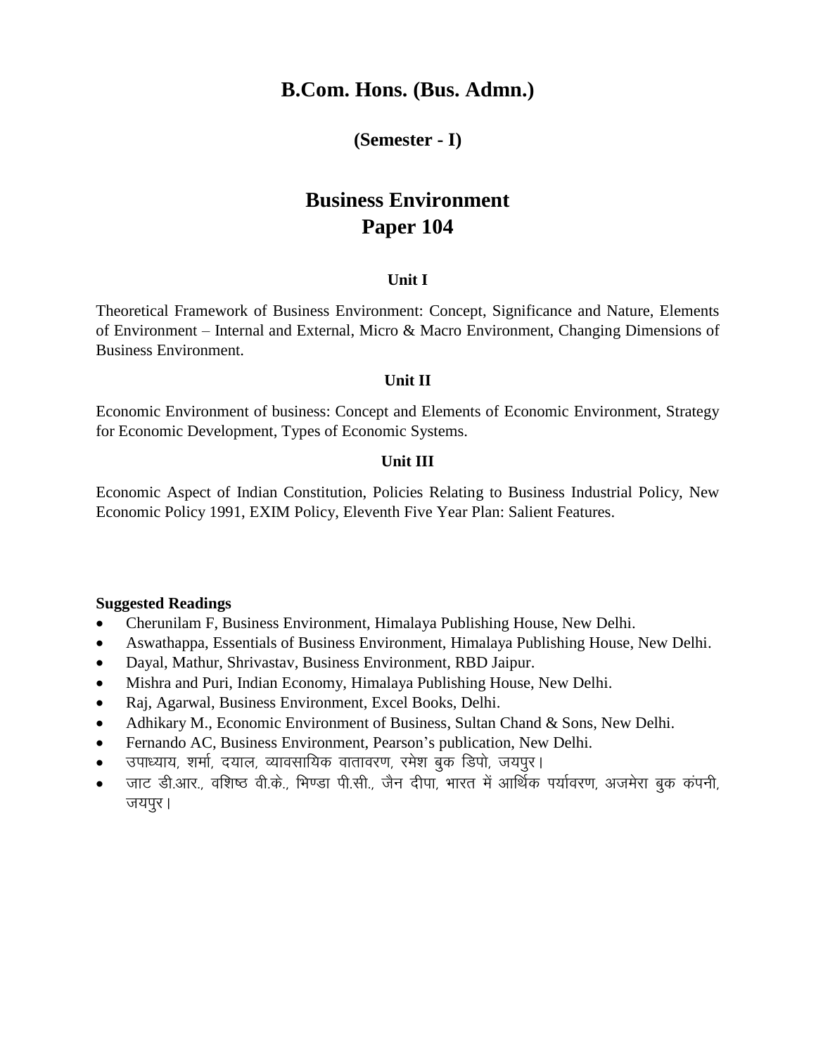# B.Com. Hons. (Bus. Admn.)

## (Semester - I)

# Business Environment
# Paper 104

### Unit I

Theoretical Framework of Business Environment: Concept, Significance and Nature, Elements of Environment – Internal and External, Micro & Macro Environment, Changing Dimensions of Business Environment.

### Unit II

Economic Environment of business: Concept and Elements of Economic Environment, Strategy for Economic Development, Types of Economic Systems.

### Unit III

Economic Aspect of Indian Constitution, Policies Relating to Business Industrial Policy, New Economic Policy 1991, EXIM Policy, Eleventh Five Year Plan: Salient Features.

**Suggested Readings**

- Cherunilam F, Business Environment, Himalaya Publishing House, New Delhi.
- Aswathappa, Essentials of Business Environment, Himalaya Publishing House, New Delhi.
- Dayal, Mathur, Shrivastav, Business Environment, RBD Jaipur.
- Mishra and Puri, Indian Economy, Himalaya Publishing House, New Delhi.
- Raj, Agarwal, Business Environment, Excel Books, Delhi.
- Adhikary M., Economic Environment of Business, Sultan Chand & Sons, New Delhi.
- Fernando AC, Business Environment, Pearson's publication, New Delhi.
- उपाध्याय, शर्मा, दयाल, व्यावसायिक वातावरण, रमेश बुक डिपो, जयपुर।
- जाट डी.आर., वशिष्ठ वी.के., भिण्डा पी.सी., जैन दीपा, भारत में आर्थिक पर्यावरण, अजमेरा बुक कंपनी, जयपुर।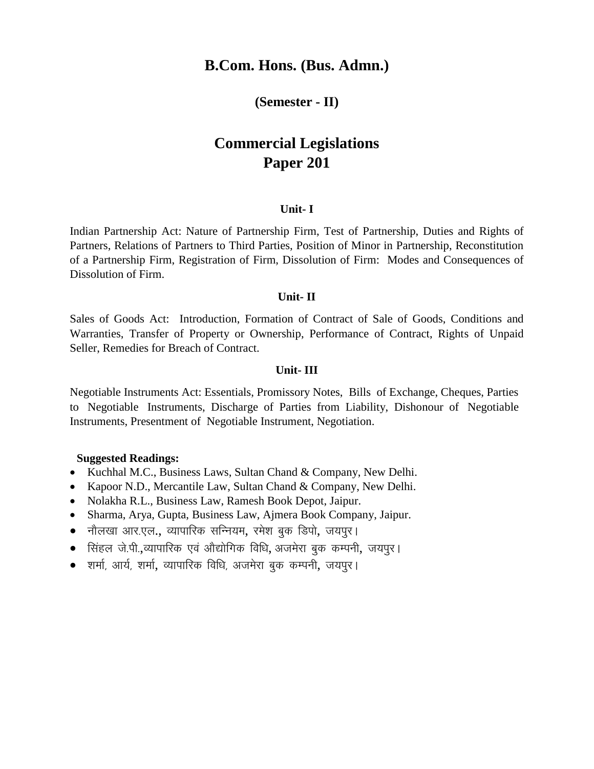# B.Com. Hons. (Bus. Admn.)

### (Semester - II)

## Commercial Legislations
## Paper 201

### Unit- I

Indian Partnership Act: Nature of Partnership Firm, Test of Partnership, Duties and Rights of Partners, Relations of Partners to Third Parties, Position of Minor in Partnership, Reconstitution of a Partnership Firm, Registration of Firm, Dissolution of Firm: Modes and Consequences of Dissolution of Firm.

### Unit- II

Sales of Goods Act: Introduction, Formation of Contract of Sale of Goods, Conditions and Warranties, Transfer of Property or Ownership, Performance of Contract, Rights of Unpaid Seller, Remedies for Breach of Contract.

### Unit- III

Negotiable Instruments Act: Essentials, Promissory Notes, Bills of Exchange, Cheques, Parties to Negotiable Instruments, Discharge of Parties from Liability, Dishonour of Negotiable Instruments, Presentment of Negotiable Instrument, Negotiation.

**Suggested Readings:**

- Kuchhal M.C., Business Laws, Sultan Chand & Company, New Delhi.
- Kapoor N.D., Mercantile Law, Sultan Chand & Company, New Delhi.
- Nolakha R.L., Business Law, Ramesh Book Depot, Jaipur.
- Sharma, Arya, Gupta, Business Law, Ajmera Book Company, Jaipur.
- नौलखा आर.एल., व्यापारिक सन्नियम, रमेश बुक डिपो, जयपुर।
- सिंहल जे.पी.,व्यापारिक एवं औद्योगिक विधि, अजमेरा बुक कम्पनी, जयपुर।
- शर्मा, आर्य, शर्मा, व्यापारिक विधि, अजमेरा बुक कम्पनी, जयपुर।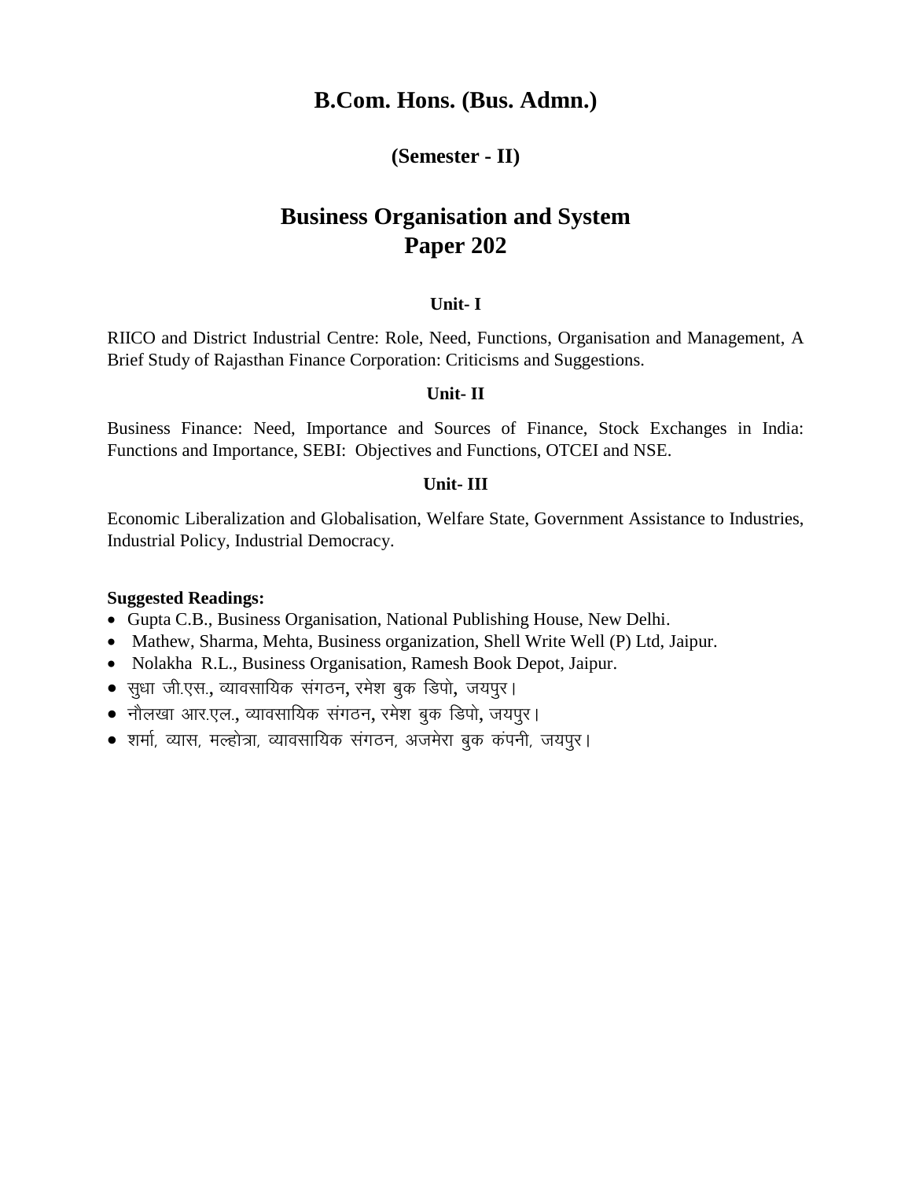# B.Com. Hons. (Bus. Admn.)

### (Semester - II)

## Business Organisation and System
## Paper 202

### Unit- I

RIICO and District Industrial Centre: Role, Need, Functions, Organisation and Management, A Brief Study of Rajasthan Finance Corporation: Criticisms and Suggestions.

### Unit- II

Business Finance: Need, Importance and Sources of Finance, Stock Exchanges in India: Functions and Importance, SEBI: Objectives and Functions, OTCEI and NSE.

### Unit- III

Economic Liberalization and Globalisation, Welfare State, Government Assistance to Industries, Industrial Policy, Industrial Democracy.

**Suggested Readings:**

- Gupta C.B., Business Organisation, National Publishing House, New Delhi.
- Mathew, Sharma, Mehta, Business organization, Shell Write Well (P) Ltd, Jaipur.
- Nolakha R.L., Business Organisation, Ramesh Book Depot, Jaipur.
- सुधा जी.एस., व्यावसायिक संगठन, रमेश बुक डिपो, जयपुर।
- नौलखा आर.एल., व्यावसायिक संगठन, रमेश बुक डिपो, जयपुर।
- शर्मा, व्यास, मल्होत्रा, व्यावसायिक संगठन, अजमेरा बुक कंपनी, जयपुर।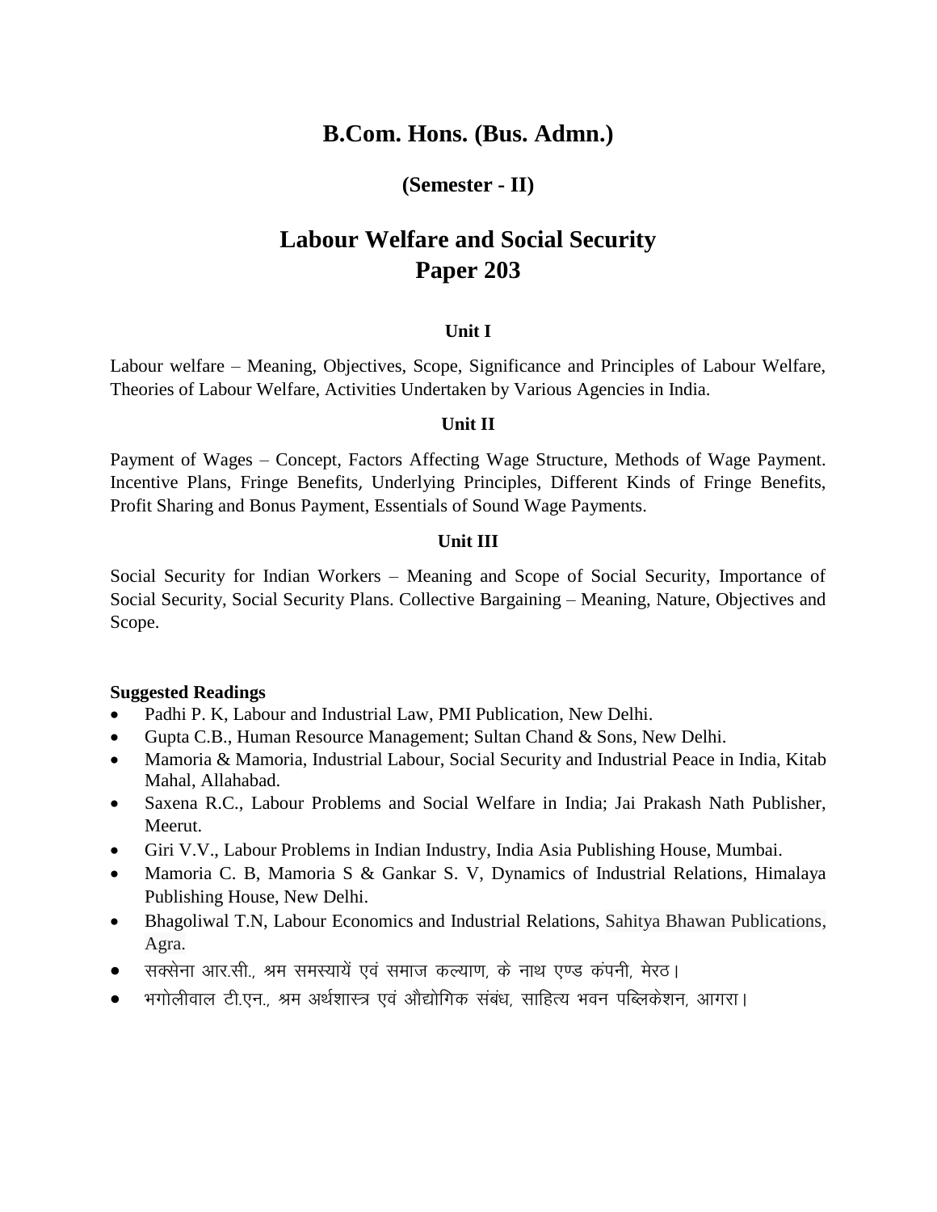# B.Com. Hons. (Bus. Admn.)

### (Semester - II)

## Labour Welfare and Social Security
## Paper 203

#### Unit I

Labour welfare – Meaning, Objectives, Scope, Significance and Principles of Labour Welfare, Theories of Labour Welfare, Activities Undertaken by Various Agencies in India.

#### Unit II

Payment of Wages – Concept, Factors Affecting Wage Structure, Methods of Wage Payment. Incentive Plans, Fringe Benefits, Underlying Principles, Different Kinds of Fringe Benefits, Profit Sharing and Bonus Payment, Essentials of Sound Wage Payments.

#### Unit III

Social Security for Indian Workers – Meaning and Scope of Social Security, Importance of Social Security, Social Security Plans. Collective Bargaining – Meaning, Nature, Objectives and Scope.

**Suggested Readings**

- Padhi P. K, Labour and Industrial Law, PMI Publication, New Delhi.
- Gupta C.B., Human Resource Management; Sultan Chand & Sons, New Delhi.
- Mamoria & Mamoria, Industrial Labour, Social Security and Industrial Peace in India, Kitab Mahal, Allahabad.
- Saxena R.C., Labour Problems and Social Welfare in India; Jai Prakash Nath Publisher, Meerut.
- Giri V.V., Labour Problems in Indian Industry, India Asia Publishing House, Mumbai.
- Mamoria C. B, Mamoria S & Gankar S. V, Dynamics of Industrial Relations, Himalaya Publishing House, New Delhi.
- Bhagoliwal T.N, Labour Economics and Industrial Relations, Sahitya Bhawan Publications, Agra.
- सक्सेना आर.सी., श्रम समस्यायें एवं समाज कल्याण, के नाथ एण्ड कंपनी, मेरठ।
- भगोलीवाल टी.एन., श्रम अर्थशास्त्र एवं औद्योगिक संबंध, साहित्य भवन पब्लिकेशन, आगरा।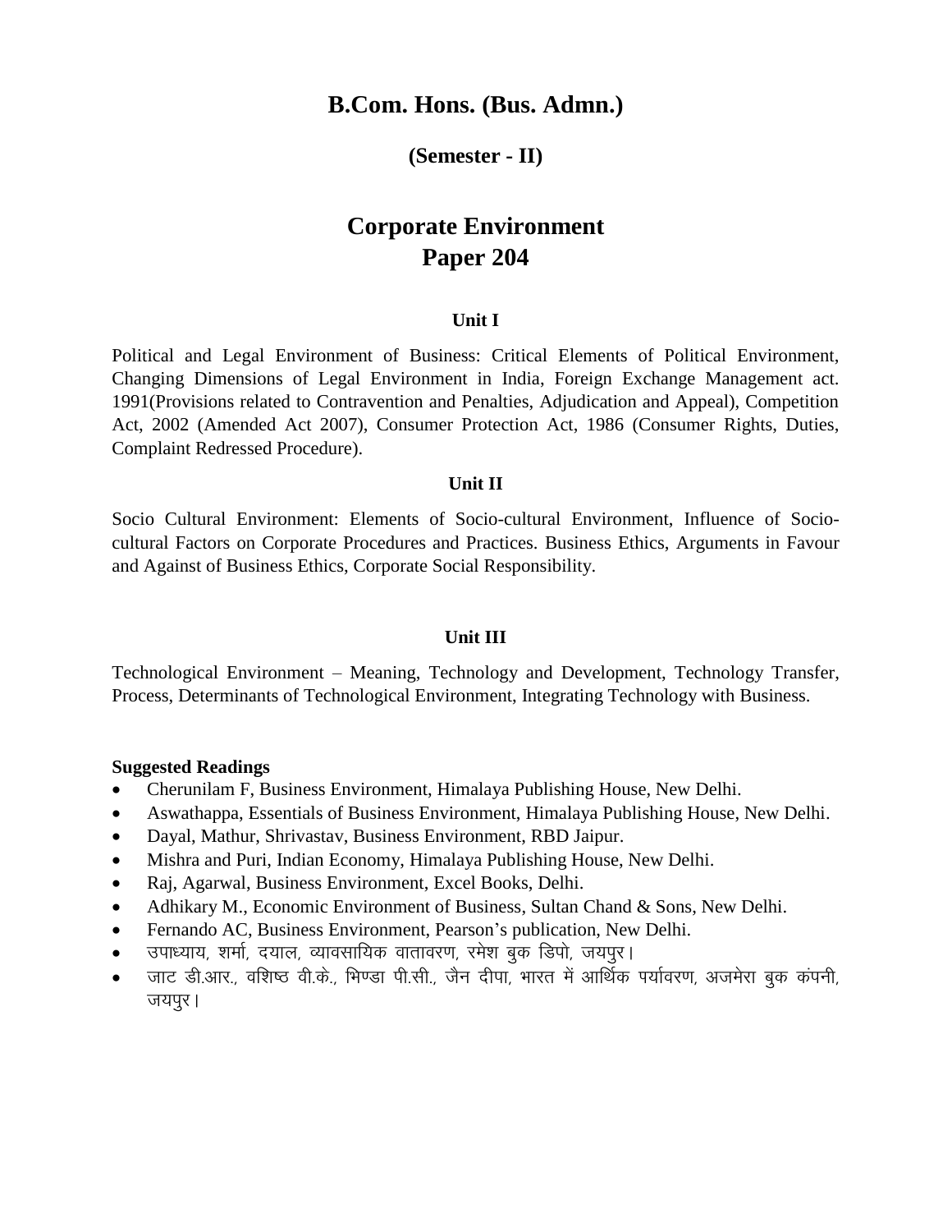# B.Com. Hons. (Bus. Admn.)

## (Semester - II)

# Corporate Environment
# Paper 204

### Unit I

Political and Legal Environment of Business: Critical Elements of Political Environment, Changing Dimensions of Legal Environment in India, Foreign Exchange Management act. 1991(Provisions related to Contravention and Penalties, Adjudication and Appeal), Competition Act, 2002 (Amended Act 2007), Consumer Protection Act, 1986 (Consumer Rights, Duties, Complaint Redressed Procedure).

### Unit II

Socio Cultural Environment: Elements of Socio-cultural Environment, Influence of Socio-cultural Factors on Corporate Procedures and Practices. Business Ethics, Arguments in Favour and Against of Business Ethics, Corporate Social Responsibility.

### Unit III

Technological Environment – Meaning, Technology and Development, Technology Transfer, Process, Determinants of Technological Environment, Integrating Technology with Business.

**Suggested Readings**

- Cherunilam F, Business Environment, Himalaya Publishing House, New Delhi.
- Aswathappa, Essentials of Business Environment, Himalaya Publishing House, New Delhi.
- Dayal, Mathur, Shrivastav, Business Environment, RBD Jaipur.
- Mishra and Puri, Indian Economy, Himalaya Publishing House, New Delhi.
- Raj, Agarwal, Business Environment, Excel Books, Delhi.
- Adhikary M., Economic Environment of Business, Sultan Chand & Sons, New Delhi.
- Fernando AC, Business Environment, Pearson's publication, New Delhi.
- उपाध्याय, शर्मा, दयाल, व्यावसायिक वातावरण, रमेश बुक डिपो, जयपुर।
- जाट डी.आर., वशिष्ठ वी.के., भिण्डा पी.सी., जैन दीपा, भारत में आर्थिक पर्यावरण, अजमेरा बुक कंपनी, जयपुर।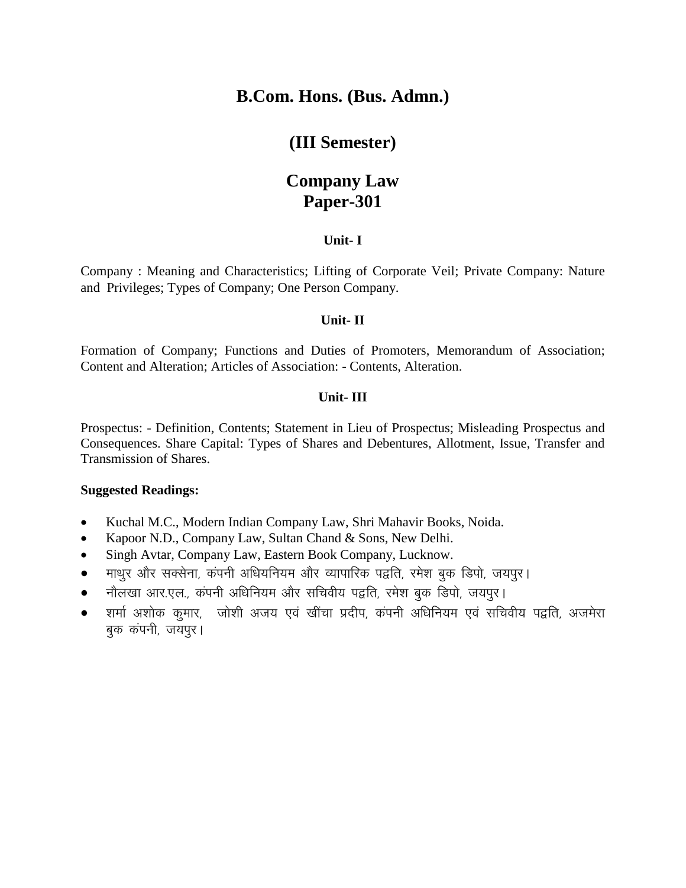# B.Com. Hons. (Bus. Admn.)

## (III Semester)

## Company Law
## Paper-301

### Unit- I

Company : Meaning and Characteristics; Lifting of Corporate Veil; Private Company: Nature and Privileges; Types of Company; One Person Company.

### Unit- II

Formation of Company; Functions and Duties of Promoters, Memorandum of Association; Content and Alteration; Articles of Association: - Contents, Alteration.

### Unit- III

Prospectus: - Definition, Contents; Statement in Lieu of Prospectus; Misleading Prospectus and Consequences. Share Capital: Types of Shares and Debentures, Allotment, Issue, Transfer and Transmission of Shares.

**Suggested Readings:**

- Kuchal M.C., Modern Indian Company Law, Shri Mahavir Books, Noida.
- Kapoor N.D., Company Law, Sultan Chand & Sons, New Delhi.
- Singh Avtar, Company Law, Eastern Book Company, Lucknow.
- माथुर और सक्सेना, कंपनी अधियनियम और व्यापारिक पद्वति, रमेश बुक डिपो, जयपुर।
- नौलखा आर.एल., कंपनी अधिनियम और सचिवीय पद्वति, रमेश बुक डिपो, जयपुर।
- शर्मा अशोक कुमार, जोशी अजय एवं खींचा प्रदीप, कंपनी अधिनियम एवं सचिवीय पद्वति, अजमेरा बुक कंपनी, जयपुर।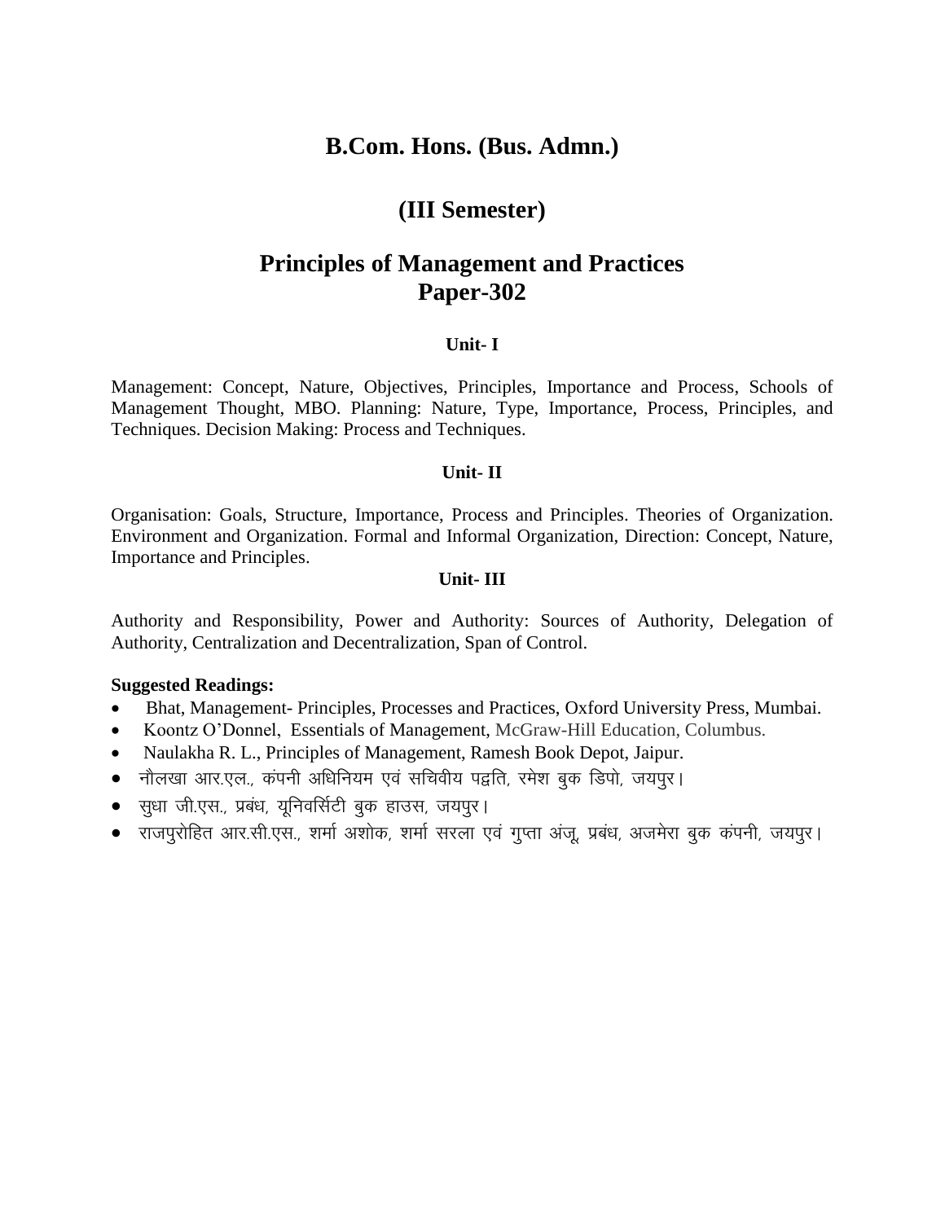# B.Com. Hons. (Bus. Admn.)

## (III Semester)

## Principles of Management and Practices
## Paper-302

### Unit- I

Management: Concept, Nature, Objectives, Principles, Importance and Process, Schools of Management Thought, MBO. Planning: Nature, Type, Importance, Process, Principles, and Techniques. Decision Making: Process and Techniques.

### Unit- II

Organisation: Goals, Structure, Importance, Process and Principles. Theories of Organization. Environment and Organization. Formal and Informal Organization, Direction: Concept, Nature, Importance and Principles.

### Unit- III

Authority and Responsibility, Power and Authority: Sources of Authority, Delegation of Authority, Centralization and Decentralization, Span of Control.

**Suggested Readings:**

- Bhat, Management- Principles, Processes and Practices, Oxford University Press, Mumbai.
- Koontz O'Donnel, Essentials of Management, McGraw-Hill Education, Columbus.
- Naulakha R. L., Principles of Management, Ramesh Book Depot, Jaipur.
- नौलखा आर.एल., कंपनी अधिनियम एवं सचिवीय पद्वति, रमेश बुक डिपो, जयपुर।
- सुधा जी.एस., प्रबंध, यूनिवर्सिटी बुक हाउस, जयपुर।
- राजपुरोहित आर.सी.एस., शर्मा अशोक, शर्मा सरला एवं गुप्ता अंजू, प्रबंध, अजमेरा बुक कंपनी, जयपुर।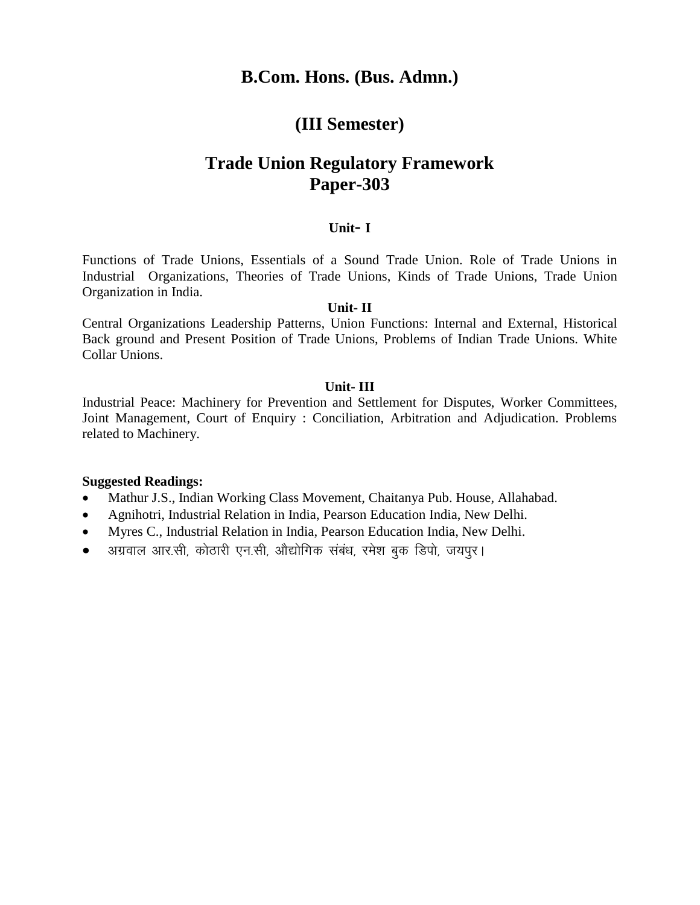# B.Com. Hons. (Bus. Admn.)

## (III Semester)

## Trade Union Regulatory Framework
## Paper-303

### Unit- I

Functions of Trade Unions, Essentials of a Sound Trade Union. Role of Trade Unions in Industrial Organizations, Theories of Trade Unions, Kinds of Trade Unions, Trade Union Organization in India.

### Unit- II

Central Organizations Leadership Patterns, Union Functions: Internal and External, Historical Back ground and Present Position of Trade Unions, Problems of Indian Trade Unions. White Collar Unions.

### Unit- III

Industrial Peace: Machinery for Prevention and Settlement for Disputes, Worker Committees, Joint Management, Court of Enquiry : Conciliation, Arbitration and Adjudication. Problems related to Machinery.

**Suggested Readings:**

- Mathur J.S., Indian Working Class Movement, Chaitanya Pub. House, Allahabad.
- Agnihotri, Industrial Relation in India, Pearson Education India, New Delhi.
- Myres C., Industrial Relation in India, Pearson Education India, New Delhi.
- अग्रवाल आर.सी, कोठारी एन.सी, औद्योगिक संबंध, रमेश बुक डिपो, जयपुर।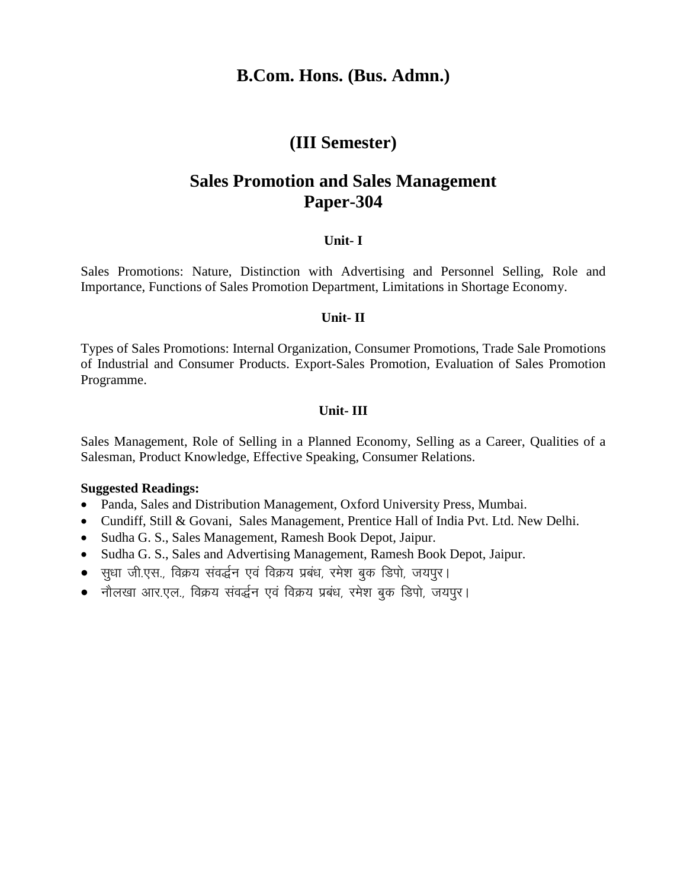# B.Com. Hons. (Bus. Admn.)

## (III Semester)

## Sales Promotion and Sales Management
## Paper-304

### Unit- I

Sales Promotions: Nature, Distinction with Advertising and Personnel Selling, Role and Importance, Functions of Sales Promotion Department, Limitations in Shortage Economy.

### Unit- II

Types of Sales Promotions: Internal Organization, Consumer Promotions, Trade Sale Promotions of Industrial and Consumer Products. Export-Sales Promotion, Evaluation of Sales Promotion Programme.

### Unit- III

Sales Management, Role of Selling in a Planned Economy, Selling as a Career, Qualities of a Salesman, Product Knowledge, Effective Speaking, Consumer Relations.

**Suggested Readings:**

- Panda, Sales and Distribution Management, Oxford University Press, Mumbai.
- Cundiff, Still & Govani, Sales Management, Prentice Hall of India Pvt. Ltd. New Delhi.
- Sudha G. S., Sales Management, Ramesh Book Depot, Jaipur.
- Sudha G. S., Sales and Advertising Management, Ramesh Book Depot, Jaipur.
- सुधा जी.एस., विक्रय संवर्द्धन एवं विक्रय प्रबंध, रमेश बुक डिपो, जयपुर।
- नौलखा आर.एल., विक्रय संवर्द्धन एवं विक्रय प्रबंध, रमेश बुक डिपो, जयपुर।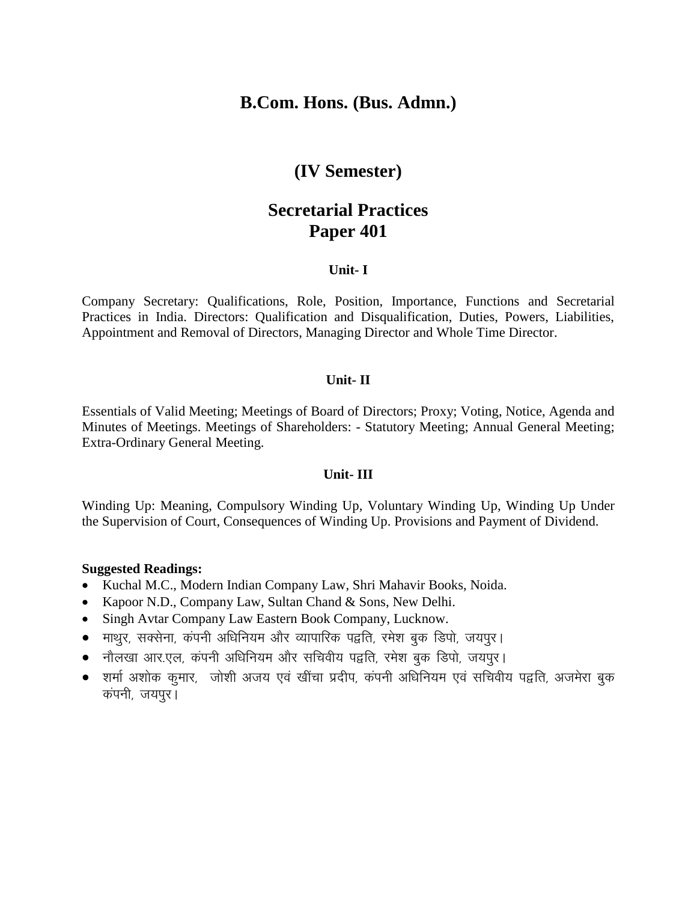# B.Com. Hons. (Bus. Admn.)

## (IV Semester)

## Secretarial Practices
## Paper 401

### Unit- I

Company Secretary: Qualifications, Role, Position, Importance, Functions and Secretarial Practices in India. Directors: Qualification and Disqualification, Duties, Powers, Liabilities, Appointment and Removal of Directors, Managing Director and Whole Time Director.

### Unit- II

Essentials of Valid Meeting; Meetings of Board of Directors; Proxy; Voting, Notice, Agenda and Minutes of Meetings. Meetings of Shareholders: - Statutory Meeting; Annual General Meeting; Extra-Ordinary General Meeting.

### Unit- III

Winding Up: Meaning, Compulsory Winding Up, Voluntary Winding Up, Winding Up Under the Supervision of Court, Consequences of Winding Up. Provisions and Payment of Dividend.

**Suggested Readings:**

- Kuchal M.C., Modern Indian Company Law, Shri Mahavir Books, Noida.
- Kapoor N.D., Company Law, Sultan Chand & Sons, New Delhi.
- Singh Avtar Company Law Eastern Book Company, Lucknow.
- माथुर, सक्सेना, कंपनी अधिनियम और व्यापारिक पद्वति, रमेश बुक डिपो, जयपुर।
- नौलखा आर.एल, कंपनी अधिनियम और सचिवीय पद्वति, रमेश बुक डिपो, जयपुर।
- शर्मा अशोक कुमार, जोशी अजय एवं खींचा प्रदीप, कंपनी अधिनियम एवं सचिवीय पद्वति, अजमेरा बुक कंपनी, जयपुर।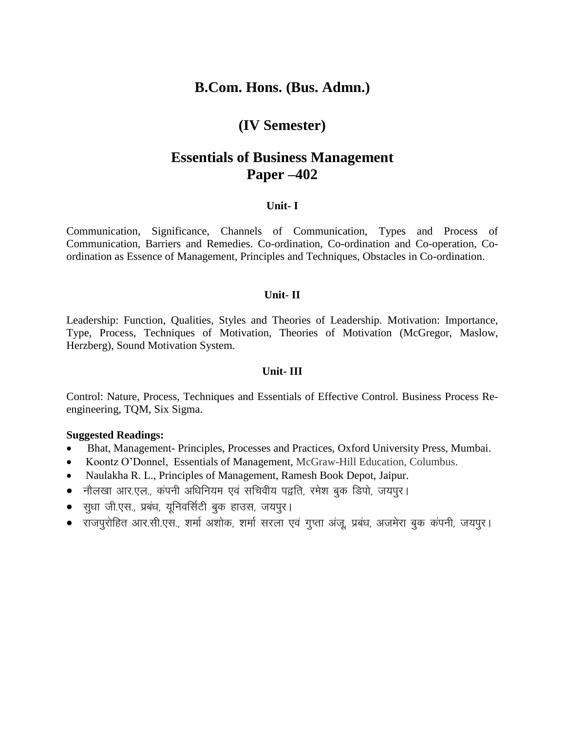# B.Com. Hons. (Bus. Admn.)

## (IV Semester)

## Essentials of Business Management
## Paper –402

### Unit- I

Communication, Significance, Channels of Communication, Types and Process of Communication, Barriers and Remedies. Co-ordination, Co-ordination and Co-operation, Co-ordination as Essence of Management, Principles and Techniques, Obstacles in Co-ordination.

### Unit- II

Leadership: Function, Qualities, Styles and Theories of Leadership. Motivation: Importance, Type, Process, Techniques of Motivation, Theories of Motivation (McGregor, Maslow, Herzberg), Sound Motivation System.

### Unit- III

Control: Nature, Process, Techniques and Essentials of Effective Control. Business Process Re-engineering, TQM, Six Sigma.

**Suggested Readings:**

- Bhat, Management- Principles, Processes and Practices, Oxford University Press, Mumbai.
- Koontz O'Donnel, Essentials of Management, McGraw-Hill Education, Columbus.
- Naulakha R. L., Principles of Management, Ramesh Book Depot, Jaipur.
- नौलखा आर.एल., कंपनी अधिनियम एवं सचिवीय पद्वति, रमेश बुक डिपो, जयपुर।
- सुधा जी.एस., प्रबंध, यूनिवर्सिटी बुक हाउस, जयपुर।
- राजपुरोहित आर.सी.एस., शर्मा अशोक, शर्मा सरला एवं गुप्ता अंजू, प्रबंध, अजमेरा बुक कंपनी, जयपुर।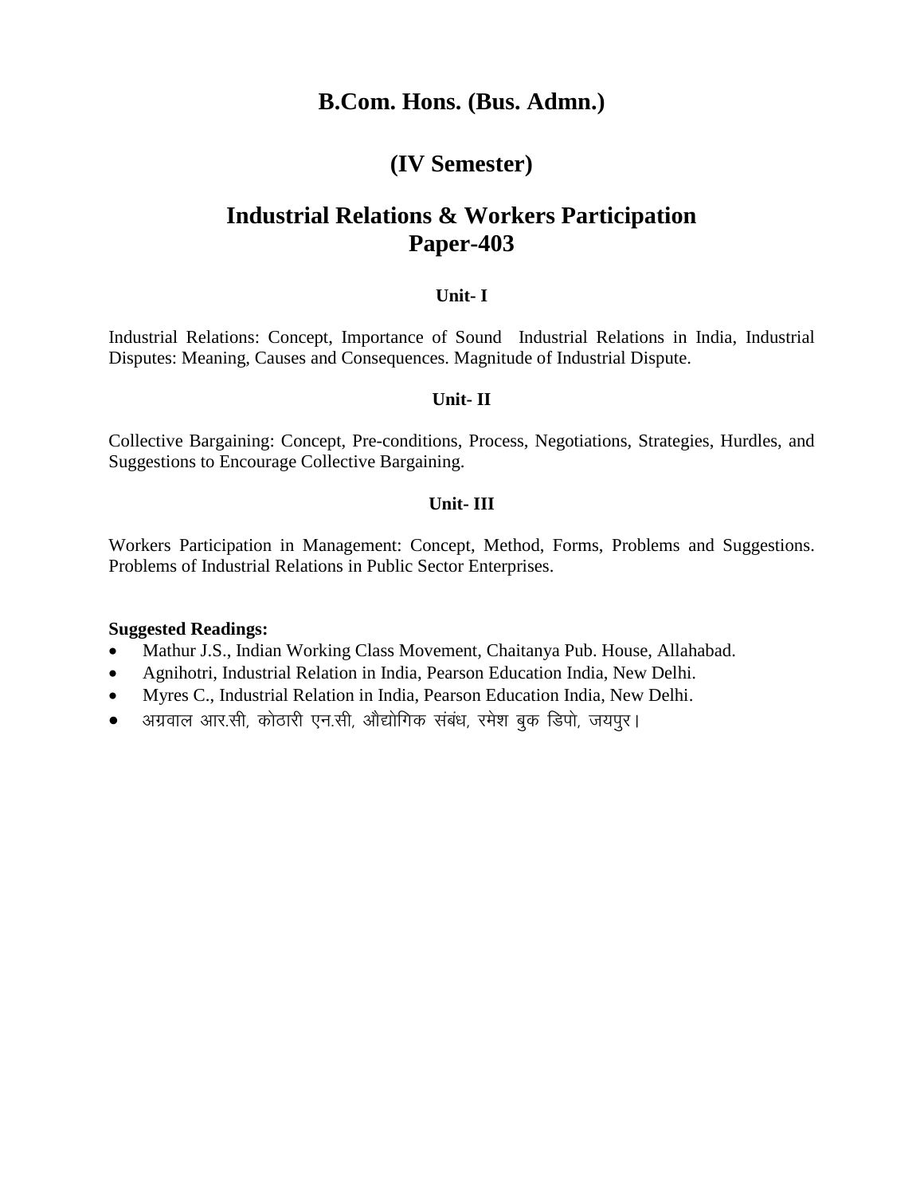# B.Com. Hons. (Bus. Admn.)

## (IV Semester)

## Industrial Relations & Workers Participation
## Paper-403

### Unit- I

Industrial Relations: Concept, Importance of Sound Industrial Relations in India, Industrial Disputes: Meaning, Causes and Consequences. Magnitude of Industrial Dispute.

### Unit- II

Collective Bargaining: Concept, Pre-conditions, Process, Negotiations, Strategies, Hurdles, and Suggestions to Encourage Collective Bargaining.

### Unit- III

Workers Participation in Management: Concept, Method, Forms, Problems and Suggestions. Problems of Industrial Relations in Public Sector Enterprises.

**Suggested Readings:**

- Mathur J.S., Indian Working Class Movement, Chaitanya Pub. House, Allahabad.
- Agnihotri, Industrial Relation in India, Pearson Education India, New Delhi.
- Myres C., Industrial Relation in India, Pearson Education India, New Delhi.
- अग्रवाल आर.सी, कोठारी एन.सी, औद्योगिक संबंध, रमेश बुक डिपो, जयपुर।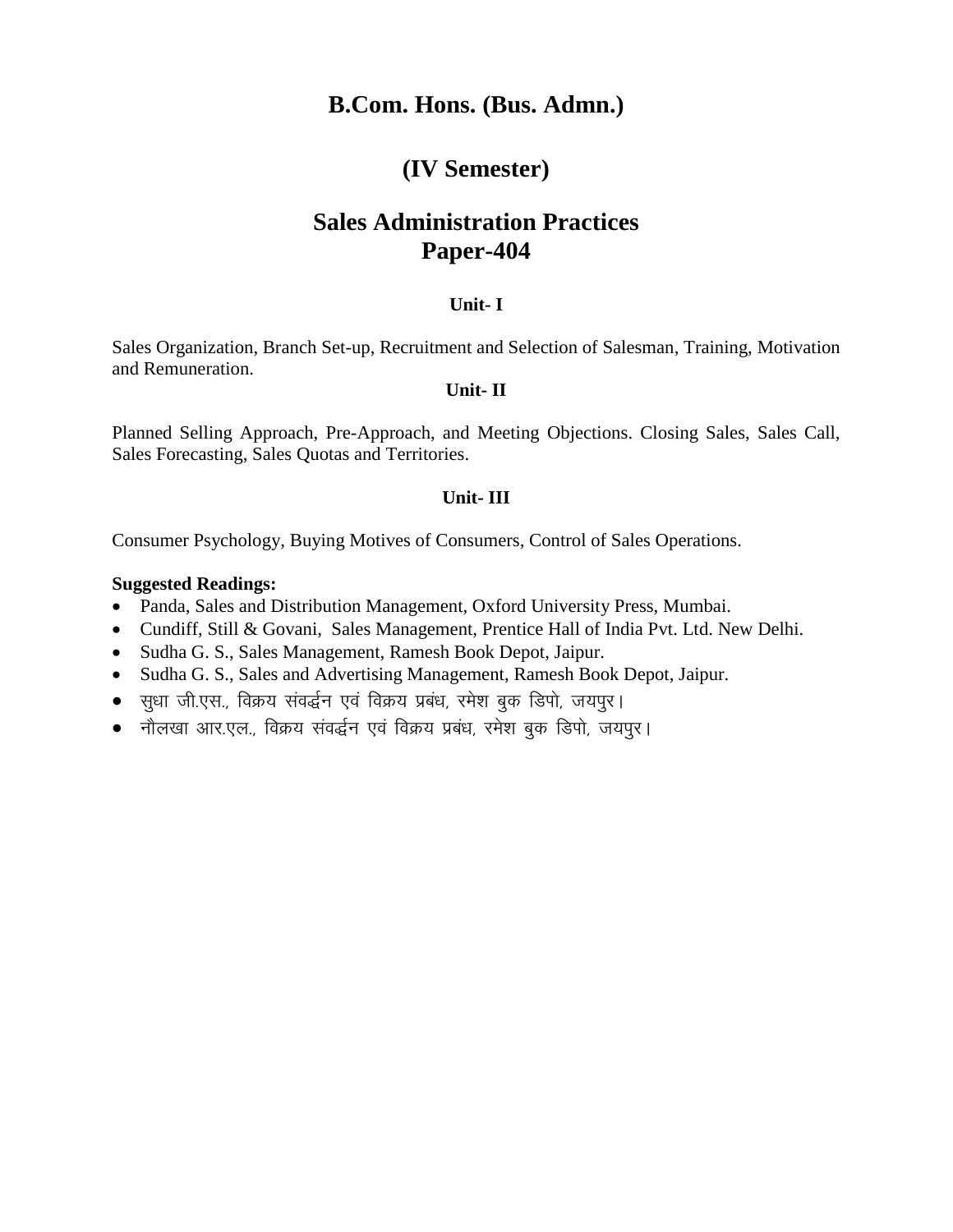# B.Com. Hons. (Bus. Admn.)

## (IV Semester)

## Sales Administration Practices
## Paper-404

### Unit- I

Sales Organization, Branch Set-up, Recruitment and Selection of Salesman, Training, Motivation and Remuneration.

### Unit- II

Planned Selling Approach, Pre-Approach, and Meeting Objections. Closing Sales, Sales Call, Sales Forecasting, Sales Quotas and Territories.

### Unit- III

Consumer Psychology, Buying Motives of Consumers, Control of Sales Operations.

**Suggested Readings:**

- Panda, Sales and Distribution Management, Oxford University Press, Mumbai.
- Cundiff, Still & Govani, Sales Management, Prentice Hall of India Pvt. Ltd. New Delhi.
- Sudha G. S., Sales Management, Ramesh Book Depot, Jaipur.
- Sudha G. S., Sales and Advertising Management, Ramesh Book Depot, Jaipur.
- सुधा जी.एस., विक्रय संवर्द्धन एवं विक्रय प्रबंध, रमेश बुक डिपो, जयपुर।
- नौलखा आर.एल., विक्रय संवर्द्धन एवं विक्रय प्रबंध, रमेश बुक डिपो, जयपुर।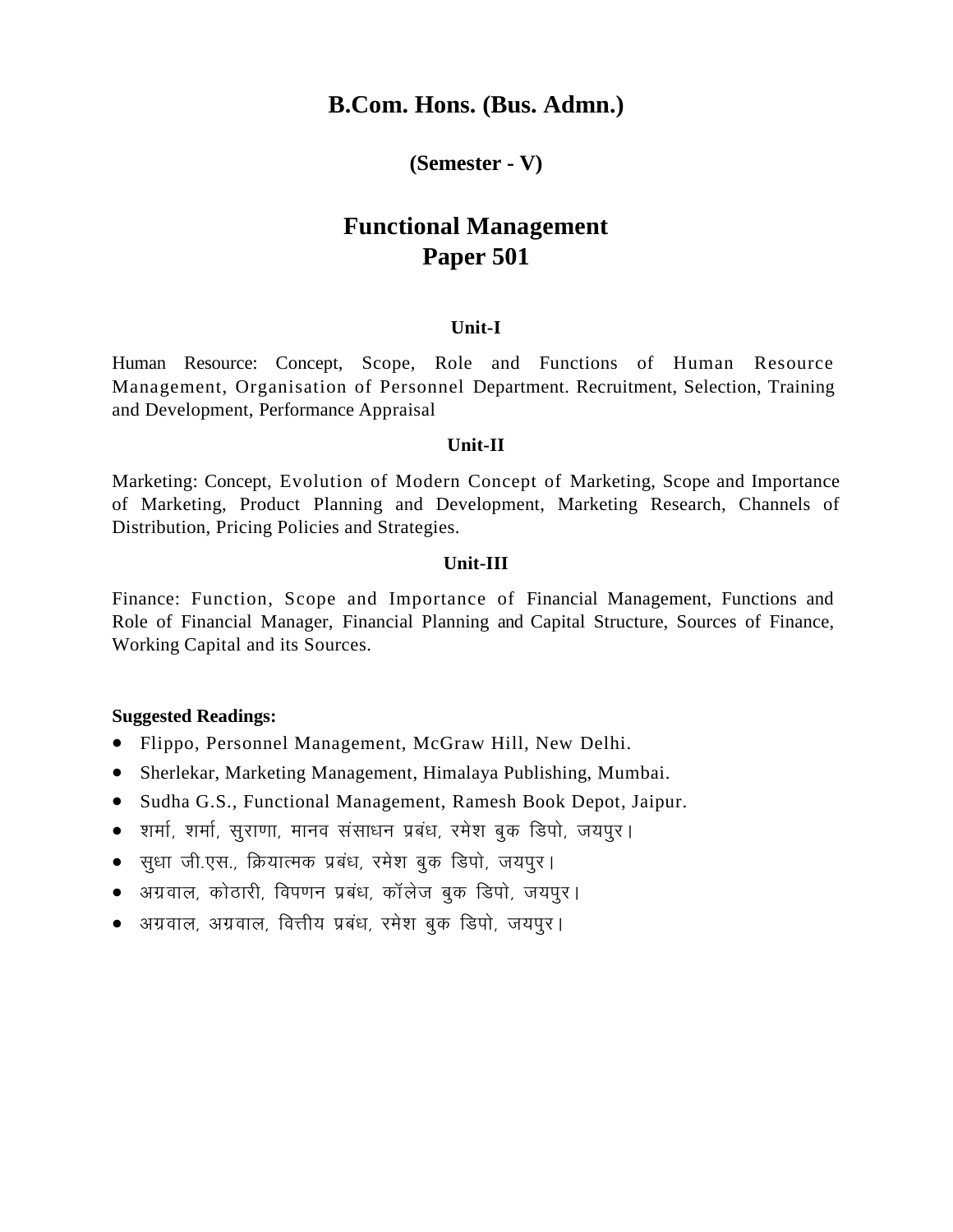# B.Com. Hons. (Bus. Admn.)

## (Semester - V)

# Functional Management
# Paper 501

### Unit-I

Human Resource: Concept, Scope, Role and Functions of Human Resource Management, Organisation of Personnel Department. Recruitment, Selection, Training and Development, Performance Appraisal

### Unit-II

Marketing: Concept, Evolution of Modern Concept of Marketing, Scope and Importance of Marketing, Product Planning and Development, Marketing Research, Channels of Distribution, Pricing Policies and Strategies.

### Unit-III

Finance: Function, Scope and Importance of Financial Management, Functions and Role of Financial Manager, Financial Planning and Capital Structure, Sources of Finance, Working Capital and its Sources.

**Suggested Readings:**

- Flippo, Personnel Management, McGraw Hill, New Delhi.
- Sherlekar, Marketing Management, Himalaya Publishing, Mumbai.
- Sudha G.S., Functional Management, Ramesh Book Depot, Jaipur.
- शर्मा, शर्मा, सुराणा, मानव संसाधन प्रबंध, रमेश बुक डिपो, जयपुर।
- सुधा जी.एस., क्रियात्मक प्रबंध, रमेश बुक डिपो, जयपुर।
- अग्रवाल, कोठारी, विपणन प्रबंध, कॉलेज बुक डिपो, जयपुर।
- अग्रवाल, अग्रवाल, वित्तीय प्रबंध, रमेश बुक डिपो, जयपुर।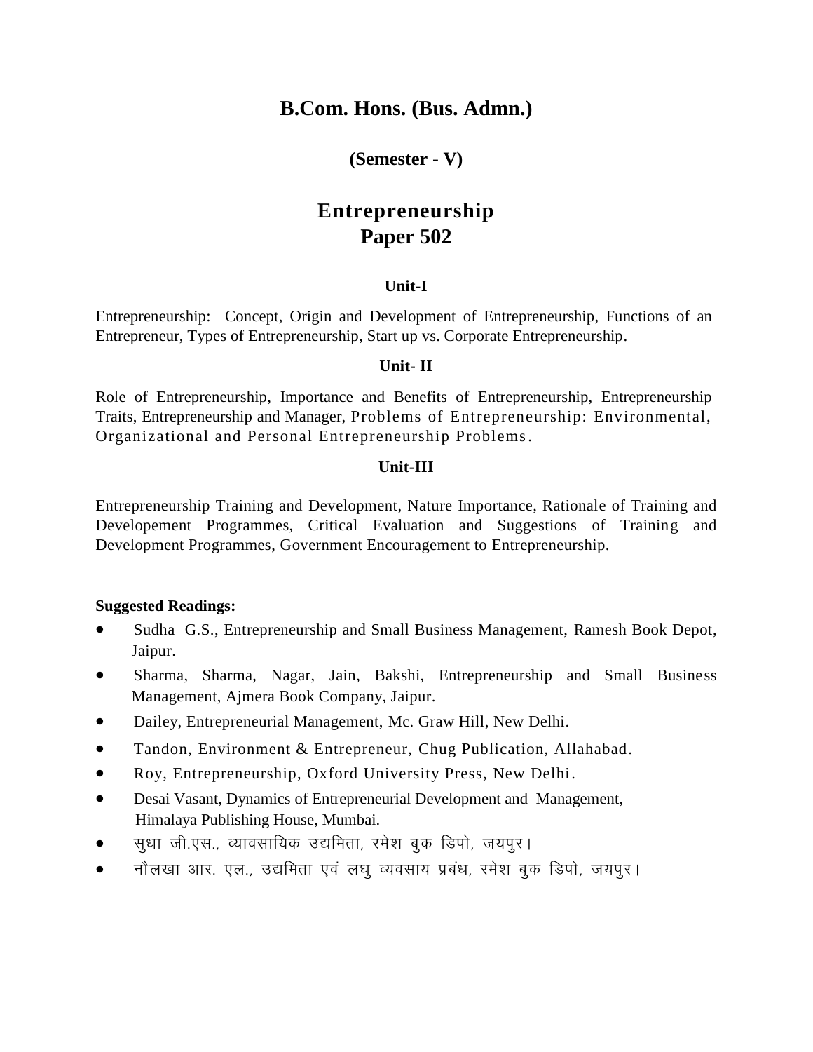# B.Com. Hons. (Bus. Admn.)

## (Semester - V)

# Entrepreneurship
# Paper 502

### Unit-I

Entrepreneurship: Concept, Origin and Development of Entrepreneurship, Functions of an Entrepreneur, Types of Entrepreneurship, Start up vs. Corporate Entrepreneurship.

### Unit- II

Role of Entrepreneurship, Importance and Benefits of Entrepreneurship, Entrepreneurship Traits, Entrepreneurship and Manager, Problems of Entrepreneurship: Environmental, Organizational and Personal Entrepreneurship Problems.

### Unit-III

Entrepreneurship Training and Development, Nature Importance, Rationale of Training and Developement Programmes, Critical Evaluation and Suggestions of Training and Development Programmes, Government Encouragement to Entrepreneurship.

**Suggested Readings:**

- Sudha G.S., Entrepreneurship and Small Business Management, Ramesh Book Depot, Jaipur.
- Sharma, Sharma, Nagar, Jain, Bakshi, Entrepreneurship and Small Business Management, Ajmera Book Company, Jaipur.
- Dailey, Entrepreneurial Management, Mc. Graw Hill, New Delhi.
- Tandon, Environment & Entrepreneur, Chug Publication, Allahabad.
- Roy, Entrepreneurship, Oxford University Press, New Delhi.
- Desai Vasant, Dynamics of Entrepreneurial Development and Management, Himalaya Publishing House, Mumbai.
- सुधा जी.एस., व्यावसायिक उद्यमिता, रमेश बुक डिपो, जयपुर।
- नौलखा आर. एल., उद्यमिता एवं लघु व्यवसाय प्रबंध, रमेश बुक डिपो, जयपुर।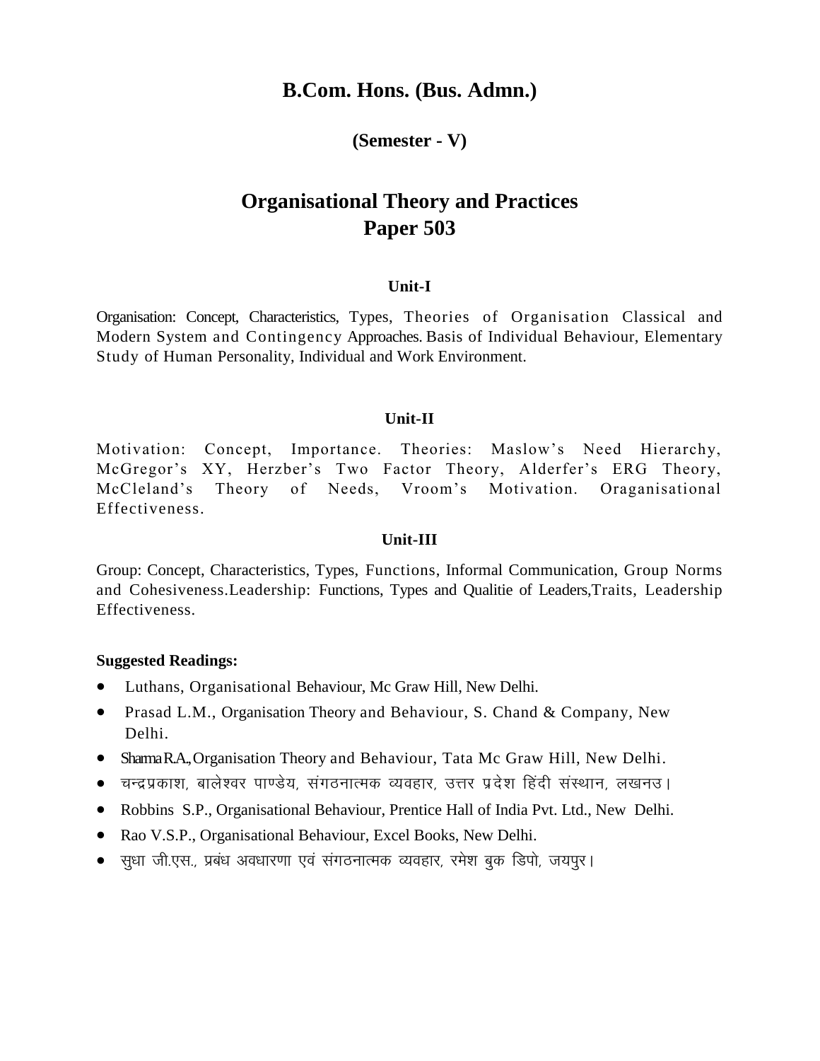# B.Com. Hons. (Bus. Admn.)

### (Semester - V)

## Organisational Theory and Practices
## Paper 503

### Unit-I

Organisation: Concept, Characteristics, Types, Theories of Organisation Classical and Modern System and Contingency Approaches. Basis of Individual Behaviour, Elementary Study of Human Personality, Individual and Work Environment.

### Unit-II

Motivation: Concept, Importance. Theories: Maslow's Need Hierarchy, McGregor's XY, Herzber's Two Factor Theory, Alderfer's ERG Theory, McCleland's Theory of Needs, Vroom's Motivation. Oraganisational Effectiveness.

### Unit-III

Group: Concept, Characteristics, Types, Functions, Informal Communication, Group Norms and Cohesiveness.Leadership: Functions, Types and Qualitie of Leaders,Traits, Leadership Effectiveness.

**Suggested Readings:**

- Luthans, Organisational Behaviour, Mc Graw Hill, New Delhi.
- Prasad L.M., Organisation Theory and Behaviour, S. Chand & Company, New Delhi.
- Sharma R.A., Organisation Theory and Behaviour, Tata Mc Graw Hill, New Delhi.
- चन्द्रप्रकाश, बालेश्वर पाण्डेय, संगठनात्मक व्यवहार, उत्तर प्रदेश हिंदी संस्थान, लखनउ।
- Robbins S.P., Organisational Behaviour, Prentice Hall of India Pvt. Ltd., New Delhi.
- Rao V.S.P., Organisational Behaviour, Excel Books, New Delhi.
- सुधा जी.एस., प्रबंध अवधारणा एवं संगठनात्मक व्यवहार, रमेश बुक डिपो, जयपुर।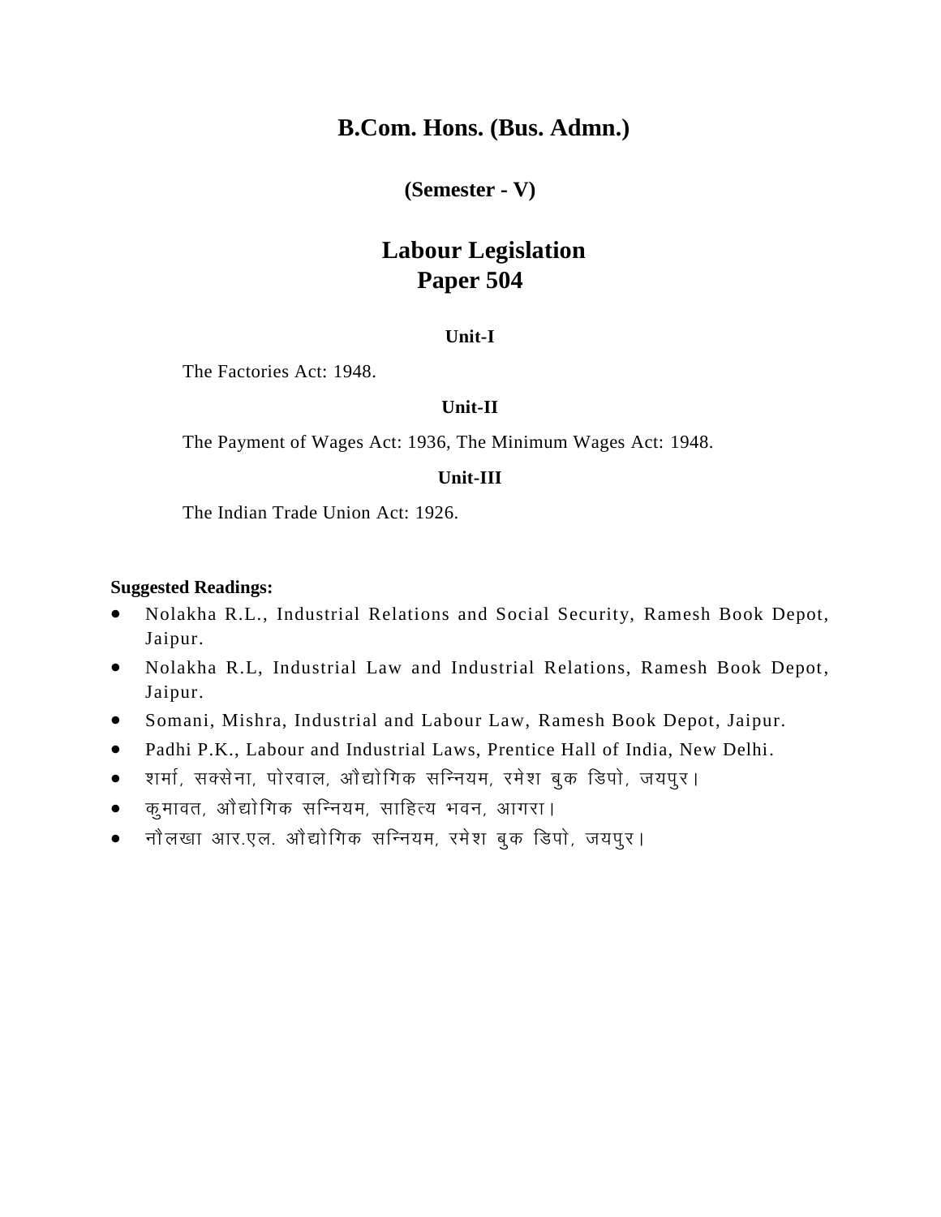# B.Com. Hons. (Bus. Admn.)

## (Semester - V)

# Labour Legislation
## Paper 504

### Unit-I

The Factories Act: 1948.

### Unit-II

The Payment of Wages Act: 1936, The Minimum Wages Act: 1948.

### Unit-III

The Indian Trade Union Act: 1926.

**Suggested Readings:**

- Nolakha R.L., Industrial Relations and Social Security, Ramesh Book Depot, Jaipur.
- Nolakha R.L, Industrial Law and Industrial Relations, Ramesh Book Depot, Jaipur.
- Somani, Mishra, Industrial and Labour Law, Ramesh Book Depot, Jaipur.
- Padhi P.K., Labour and Industrial Laws, Prentice Hall of India, New Delhi.
- शर्मा, सक्सेना, पोरवाल, औद्योगिक सन्नियम, रमेश बुक डिपो, जयपुर।
- कुमावत, औद्योगिक सन्नियम, साहित्य भवन, आगरा।
- नौलखा आर.एल. औद्योगिक सन्नियम, रमेश बुक डिपो, जयपुर।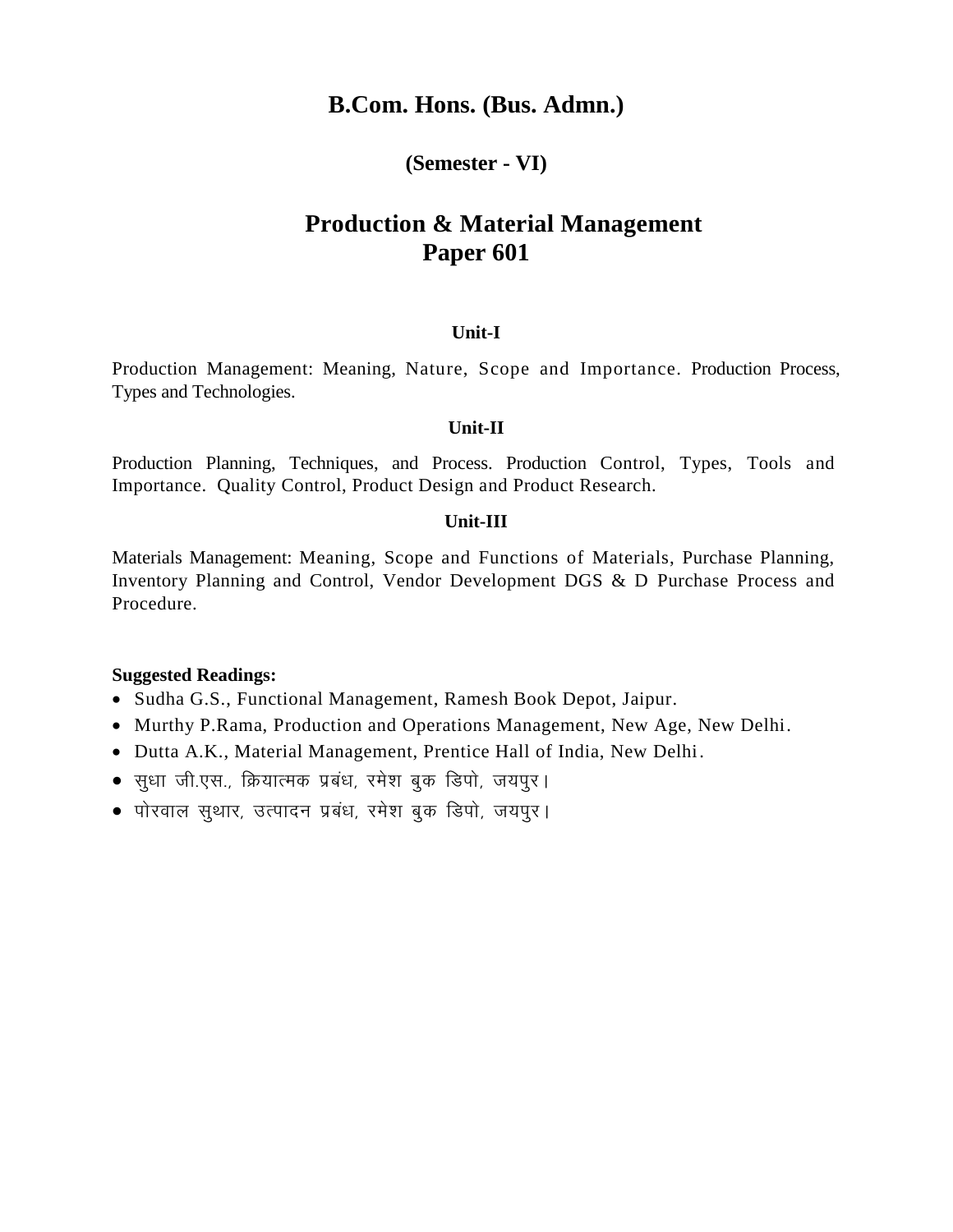# B.Com. Hons. (Bus. Admn.)

## (Semester - VI)

## Production & Material Management
## Paper 601

### Unit-I

Production Management: Meaning, Nature, Scope and Importance. Production Process, Types and Technologies.

### Unit-II

Production Planning, Techniques, and Process. Production Control, Types, Tools and Importance. Quality Control, Product Design and Product Research.

### Unit-III

Materials Management: Meaning, Scope and Functions of Materials, Purchase Planning, Inventory Planning and Control, Vendor Development DGS & D Purchase Process and Procedure.

**Suggested Readings:**

- Sudha G.S., Functional Management, Ramesh Book Depot, Jaipur.
- Murthy P.Rama, Production and Operations Management, New Age, New Delhi.
- Dutta A.K., Material Management, Prentice Hall of India, New Delhi.
- सुधा जी.एस., क्रियात्मक प्रबंध, रमेश बुक डिपो, जयपुर।
- पोरवाल सुथार, उत्पादन प्रबंध, रमेश बुक डिपो, जयपुर।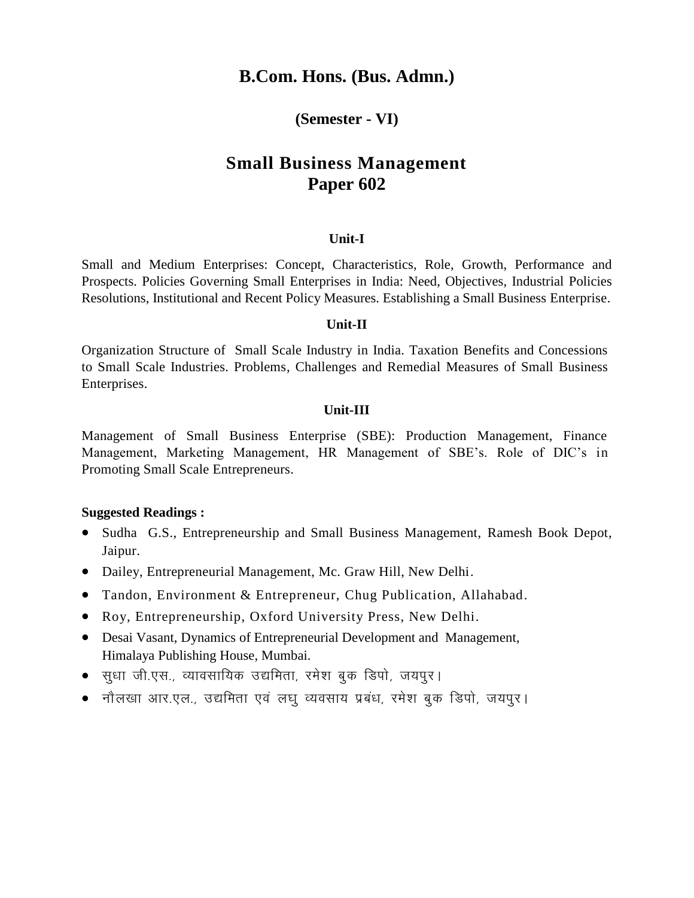# B.Com. Hons. (Bus. Admn.)

### (Semester - VI)

## Small Business Management
## Paper 602

### Unit-I

Small and Medium Enterprises: Concept, Characteristics, Role, Growth, Performance and Prospects. Policies Governing Small Enterprises in India: Need, Objectives, Industrial Policies Resolutions, Institutional and Recent Policy Measures. Establishing a Small Business Enterprise.

### Unit-II

Organization Structure of Small Scale Industry in India. Taxation Benefits and Concessions to Small Scale Industries. Problems, Challenges and Remedial Measures of Small Business Enterprises.

### Unit-III

Management of Small Business Enterprise (SBE): Production Management, Finance Management, Marketing Management, HR Management of SBE's. Role of DIC's in Promoting Small Scale Entrepreneurs.

**Suggested Readings :**

- Sudha G.S., Entrepreneurship and Small Business Management, Ramesh Book Depot, Jaipur.
- Dailey, Entrepreneurial Management, Mc. Graw Hill, New Delhi.
- Tandon, Environment & Entrepreneur, Chug Publication, Allahabad.
- Roy, Entrepreneurship, Oxford University Press, New Delhi.
- Desai Vasant, Dynamics of Entrepreneurial Development and Management, Himalaya Publishing House, Mumbai.
- सुधा जी.एस., व्यावसायिक उद्यमिता, रमेश बुक डिपो, जयपुर।
- नौलखा आर.एल., उद्यमिता एवं लघु व्यवसाय प्रबंध, रमेश बुक डिपो, जयपुर।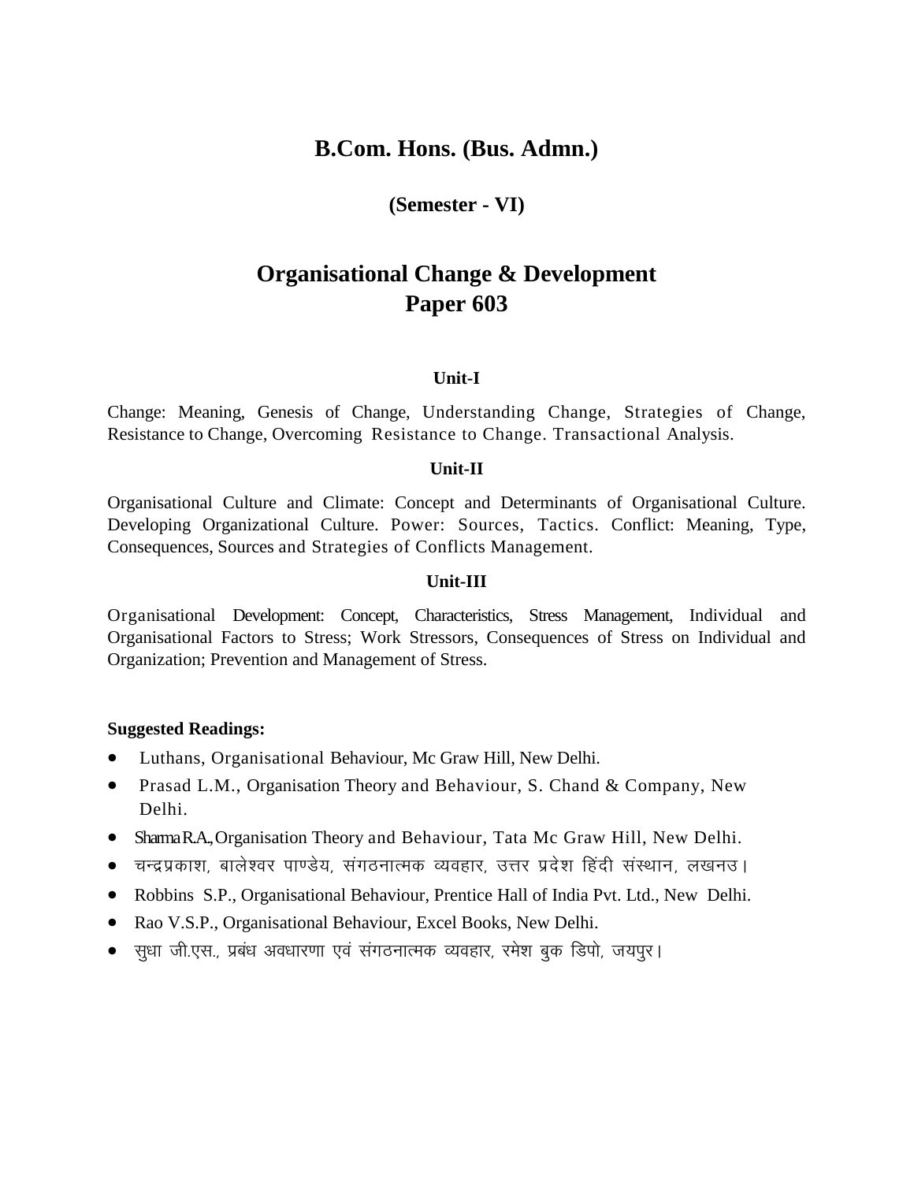# B.Com. Hons. (Bus. Admn.)

### (Semester - VI)

# Organisational Change & Development
# Paper 603

### Unit-I

Change: Meaning, Genesis of Change, Understanding Change, Strategies of Change, Resistance to Change, Overcoming Resistance to Change. Transactional Analysis.

### Unit-II

Organisational Culture and Climate: Concept and Determinants of Organisational Culture. Developing Organizational Culture. Power: Sources, Tactics. Conflict: Meaning, Type, Consequences, Sources and Strategies of Conflicts Management.

### Unit-III

Organisational Development: Concept, Characteristics, Stress Management, Individual and Organisational Factors to Stress; Work Stressors, Consequences of Stress on Individual and Organization; Prevention and Management of Stress.

**Suggested Readings:**

- Luthans, Organisational Behaviour, Mc Graw Hill, New Delhi.
- Prasad L.M., Organisation Theory and Behaviour, S. Chand & Company, New Delhi.
- Sharma R.A., Organisation Theory and Behaviour, Tata Mc Graw Hill, New Delhi.
- चन्द्रप्रकाश, बालेश्वर पाण्डेय, संगठनात्मक व्यवहार, उत्तर प्रदेश हिंदी संस्थान, लखनउ।
- Robbins S.P., Organisational Behaviour, Prentice Hall of India Pvt. Ltd., New Delhi.
- Rao V.S.P., Organisational Behaviour, Excel Books, New Delhi.
- सुधा जी.एस., प्रबंध अवधारणा एवं संगठनात्मक व्यवहार, रमेश बुक डिपो, जयपुर।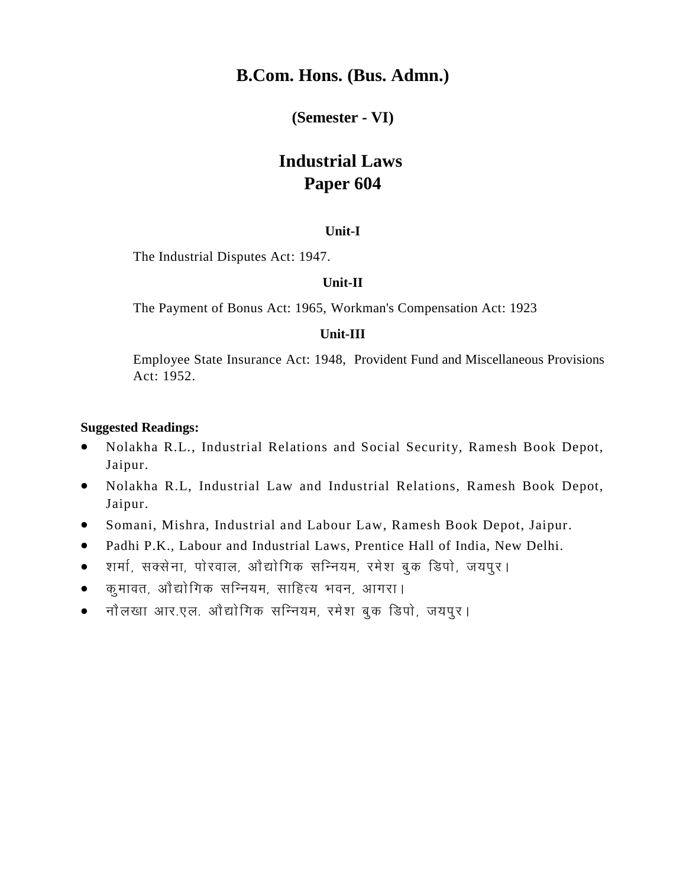# B.Com. Hons. (Bus. Admn.)

## (Semester - VI)

# Industrial Laws
# Paper 604

### Unit-I

The Industrial Disputes Act: 1947.

### Unit-II

The Payment of Bonus Act: 1965, Workman's Compensation Act: 1923

### Unit-III

Employee State Insurance Act: 1948, Provident Fund and Miscellaneous Provisions Act: 1952.

**Suggested Readings:**

- Nolakha R.L., Industrial Relations and Social Security, Ramesh Book Depot, Jaipur.
- Nolakha R.L, Industrial Law and Industrial Relations, Ramesh Book Depot, Jaipur.
- Somani, Mishra, Industrial and Labour Law, Ramesh Book Depot, Jaipur.
- Padhi P.K., Labour and Industrial Laws, Prentice Hall of India, New Delhi.
- शर्मा, सक्सेना, पोरवाल, औद्योगिक सन्नियम, रमेश बुक डिपो, जयपुर।
- कुमावत, औद्योगिक सन्नियम, साहित्य भवन, आगरा।
- नौलखा आर.एल. औद्योगिक सन्नियम, रमेश बुक डिपो, जयपुर।